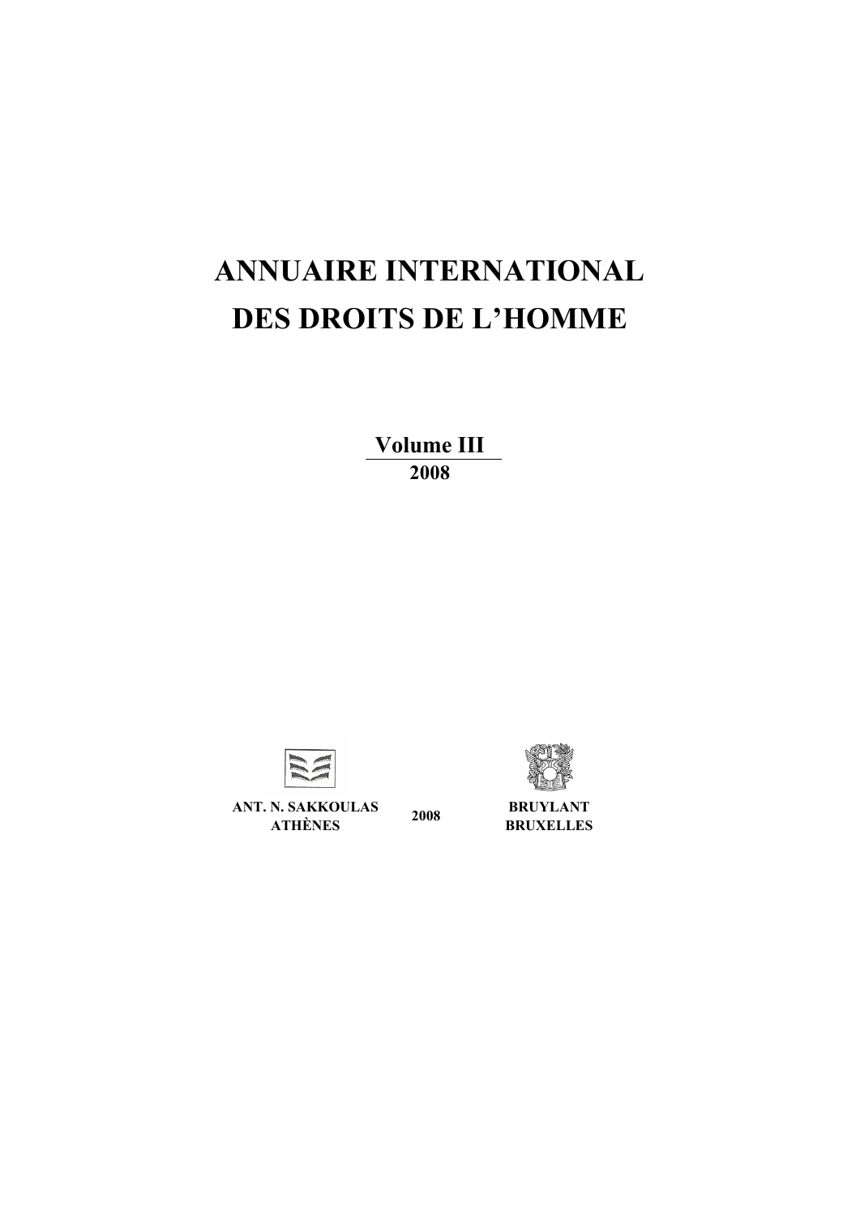# ANNUAIRE INTERNATIONAL DES DROITS DE L'HOMME

**Volume III**

**2008**

**ANT. N. SAKKOULAS**
**ATHÈNES**

**2008**

**BRUYLANT**
**BRUXELLES**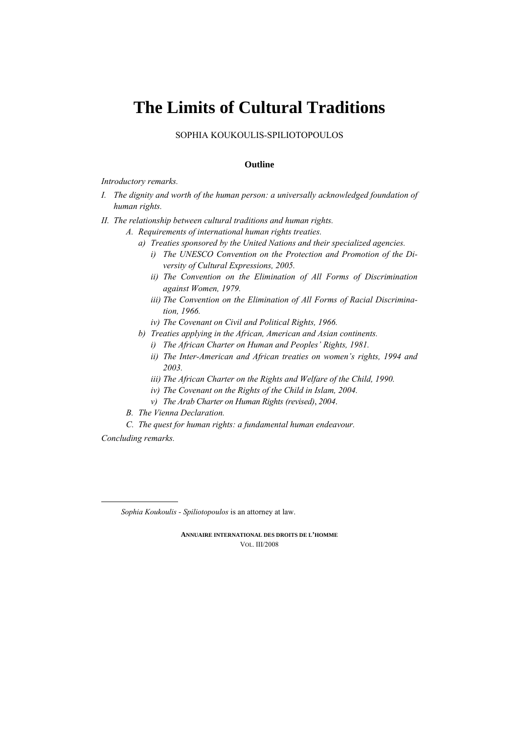# The Limits of Cultural Traditions

SOPHIA KOUKOULIS-SPILIOTOPOULOS

**Outline**

*Introductory remarks.*

*I. The dignity and worth of the human person: a universally acknowledged foundation of human rights.*

*II. The relationship between cultural traditions and human rights.*

- *A. Requirements of international human rights treaties.*
  - *a) Treaties sponsored by the United Nations and their specialized agencies.*
    - *i) The UNESCO Convention on the Protection and Promotion of the Diversity of Cultural Expressions, 2005.*
    - *ii) The Convention on the Elimination of All Forms of Discrimination against Women, 1979.*
    - *iii) The Convention on the Elimination of All Forms of Racial Discrimination, 1966.*
    - *iv) The Covenant on Civil and Political Rights, 1966.*
  - *b) Treaties applying in the African, American and Asian continents.*
    - *i) The African Charter on Human and Peoples' Rights, 1981.*
    - *ii) The Inter-American and African treaties on women's rights, 1994 and 2003.*
    - *iii) The African Charter on the Rights and Welfare of the Child, 1990.*
    - *iv) The Covenant on the Rights of the Child in Islam, 2004.*
    - *v) The Arab Charter on Human Rights (revised), 2004.*
- *B. The Vienna Declaration.*
- *C. The quest for human rights: a fundamental human endeavour.*

*Concluding remarks.*

---

*Sophia Koukoulis - Spiliotopoulos* is an attorney at law.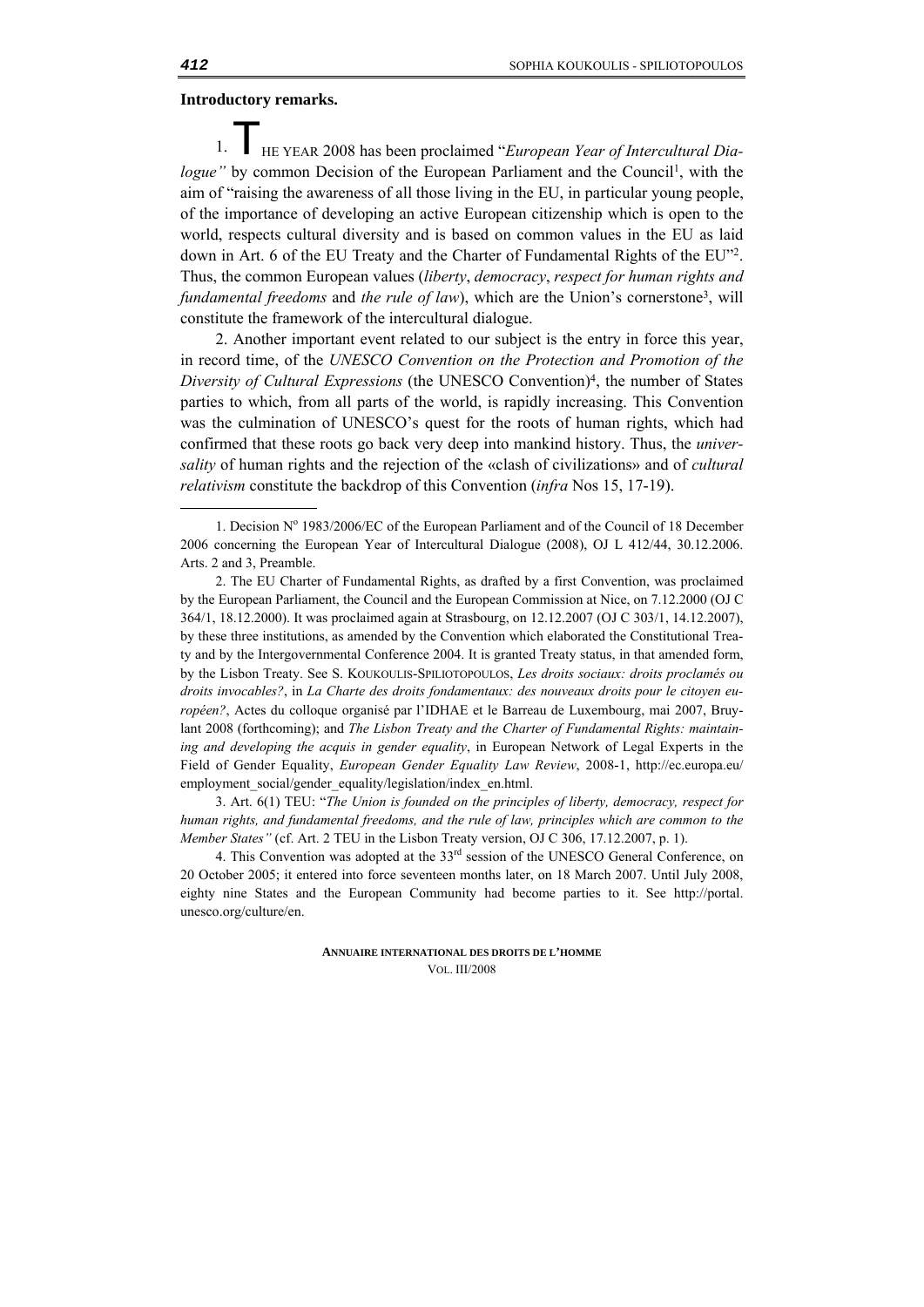**Introductory remarks.**

1. THE YEAR 2008 has been proclaimed "*European Year of Intercultural Dialogue"* by common Decision of the European Parliament and the Council[1], with the aim of "raising the awareness of all those living in the EU, in particular young people, of the importance of developing an active European citizenship which is open to the world, respects cultural diversity and is based on common values in the EU as laid down in Art. 6 of the EU Treaty and the Charter of Fundamental Rights of the EU"[2]. Thus, the common European values (*liberty*, *democracy*, *respect for human rights and fundamental freedoms* and *the rule of law*), which are the Union's cornerstone[3], will constitute the framework of the intercultural dialogue.

2. Another important event related to our subject is the entry in force this year, in record time, of the *UNESCO Convention on the Protection and Promotion of the Diversity of Cultural Expressions* (the UNESCO Convention)[4], the number of States parties to which, from all parts of the world, is rapidly increasing. This Convention was the culmination of UNESCO's quest for the roots of human rights, which had confirmed that these roots go back very deep into mankind history. Thus, the *universality* of human rights and the rejection of the «clash of civilizations» and of *cultural relativism* constitute the backdrop of this Convention (*infra* Nos 15, 17-19).

---

1. Decision Nº 1983/2006/EC of the European Parliament and of the Council of 18 December 2006 concerning the European Year of Intercultural Dialogue (2008), OJ L 412/44, 30.12.2006. Arts. 2 and 3, Preamble.

2. The EU Charter of Fundamental Rights, as drafted by a first Convention, was proclaimed by the European Parliament, the Council and the European Commission at Nice, on 7.12.2000 (OJ C 364/1, 18.12.2000). It was proclaimed again at Strasbourg, on 12.12.2007 (OJ C 303/1, 14.12.2007), by these three institutions, as amended by the Convention which elaborated the Constitutional Treaty and by the Intergovernmental Conference 2004. It is granted Treaty status, in that amended form, by the Lisbon Treaty. See S. KOUKOULIS-SPILIOTOPOULOS, *Les droits sociaux: droits proclamés ou droits invocables?*, in *La Charte des droits fondamentaux: des nouveaux droits pour le citoyen européen?*, Actes du colloque organisé par l'IDHAE et le Barreau de Luxembourg, mai 2007, Bruylant 2008 (forthcoming); and *The Lisbon Treaty and the Charter of Fundamental Rights: maintaining and developing the acquis in gender equality*, in European Network of Legal Experts in the Field of Gender Equality, *European Gender Equality Law Review*, 2008-1, http://ec.europa.eu/employment_social/gender_equality/legislation/index_en.html.

3. Art. 6(1) TEU: "*The Union is founded on the principles of liberty, democracy, respect for human rights, and fundamental freedoms, and the rule of law, principles which are common to the Member States"* (cf. Art. 2 TEU in the Lisbon Treaty version, OJ C 306, 17.12.2007, p. 1).

4. This Convention was adopted at the 33rd session of the UNESCO General Conference, on 20 October 2005; it entered into force seventeen months later, on 18 March 2007. Until July 2008, eighty nine States and the European Community had become parties to it. See http://portal.unesco.org/culture/en.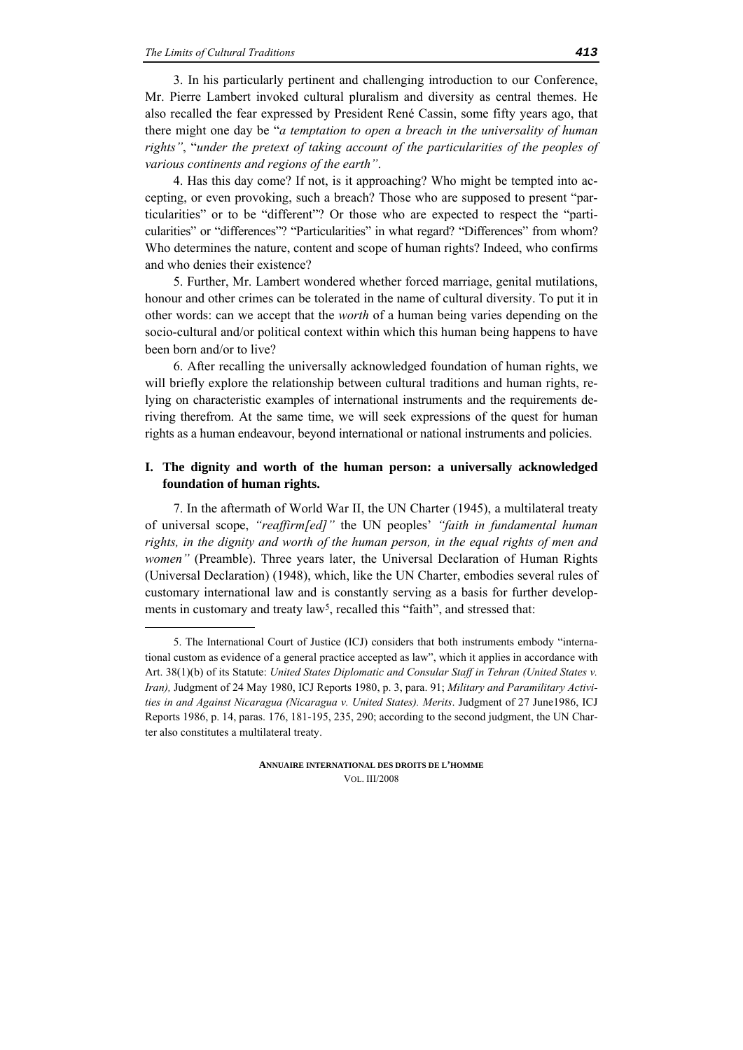3. In his particularly pertinent and challenging introduction to our Conference, Mr. Pierre Lambert invoked cultural pluralism and diversity as central themes. He also recalled the fear expressed by President René Cassin, some fifty years ago, that there might one day be "*a temptation to open a breach in the universality of human rights"*, "*under the pretext of taking account of the particularities of the peoples of various continents and regions of the earth"*.

4. Has this day come? If not, is it approaching? Who might be tempted into accepting, or even provoking, such a breach? Those who are supposed to present "particularities" or to be "different"? Or those who are expected to respect the "particularities" or "differences"? "Particularities" in what regard? "Differences" from whom? Who determines the nature, content and scope of human rights? Indeed, who confirms and who denies their existence?

5. Further, Mr. Lambert wondered whether forced marriage, genital mutilations, honour and other crimes can be tolerated in the name of cultural diversity. To put it in other words: can we accept that the *worth* of a human being varies depending on the socio-cultural and/or political context within which this human being happens to have been born and/or to live?

6. After recalling the universally acknowledged foundation of human rights, we will briefly explore the relationship between cultural traditions and human rights, relying on characteristic examples of international instruments and the requirements deriving therefrom. At the same time, we will seek expressions of the quest for human rights as a human endeavour, beyond international or national instruments and policies.

## I. The dignity and worth of the human person: a universally acknowledged foundation of human rights.

7. In the aftermath of World War II, the UN Charter (1945), a multilateral treaty of universal scope, *"reaffirm[ed]"* the UN peoples' *"faith in fundamental human rights, in the dignity and worth of the human person, in the equal rights of men and women"* (Preamble). Three years later, the Universal Declaration of Human Rights (Universal Declaration) (1948), which, like the UN Charter, embodies several rules of customary international law and is constantly serving as a basis for further developments in customary and treaty law[5], recalled this "faith", and stressed that:

---

5. The International Court of Justice (ICJ) considers that both instruments embody "international custom as evidence of a general practice accepted as law", which it applies in accordance with Art. 38(1)(b) of its Statute: *United States Diplomatic and Consular Staff in Tehran (United States v. Iran),* Judgment of 24 May 1980, ICJ Reports 1980, p. 3, para. 91; *Military and Paramilitary Activities in and Against Nicaragua (Nicaragua v. United States). Merits*. Judgment of 27 June1986, ICJ Reports 1986, p. 14, paras. 176, 181-195, 235, 290; according to the second judgment, the UN Charter also constitutes a multilateral treaty.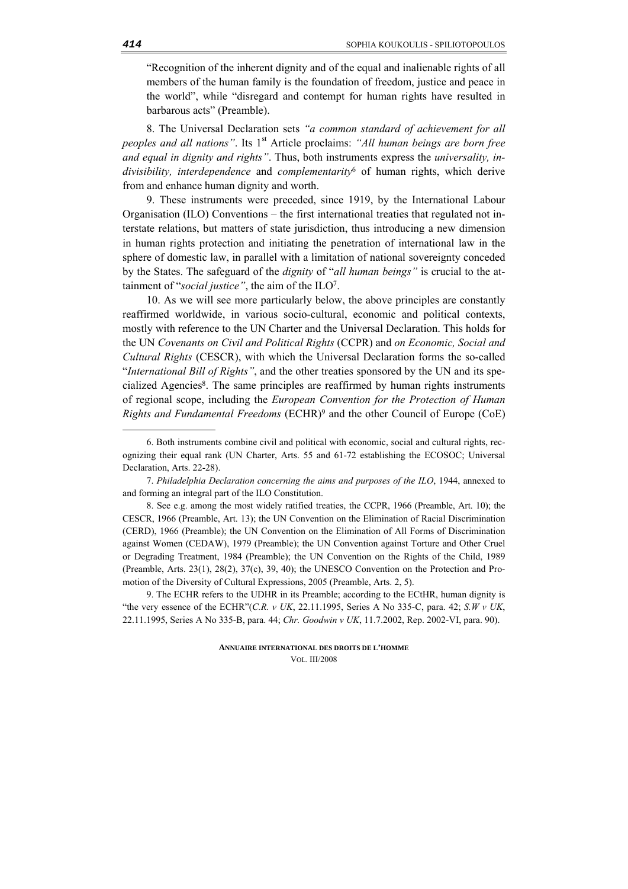"Recognition of the inherent dignity and of the equal and inalienable rights of all members of the human family is the foundation of freedom, justice and peace in the world", while "disregard and contempt for human rights have resulted in barbarous acts" (Preamble).

8. The Universal Declaration sets *"a common standard of achievement for all peoples and all nations"*. Its 1st Article proclaims: *"All human beings are born free and equal in dignity and rights"*. Thus, both instruments express the *universality, indivisibility, interdependence* and *complementarity*[6] of human rights, which derive from and enhance human dignity and worth.

9. These instruments were preceded, since 1919, by the International Labour Organisation (ILO) Conventions – the first international treaties that regulated not interstate relations, but matters of state jurisdiction, thus introducing a new dimension in human rights protection and initiating the penetration of international law in the sphere of domestic law, in parallel with a limitation of national sovereignty conceded by the States. The safeguard of the *dignity* of "*all human beings"* is crucial to the attainment of "*social justice"*, the aim of the ILO[7].

10. As we will see more particularly below, the above principles are constantly reaffirmed worldwide, in various socio-cultural, economic and political contexts, mostly with reference to the UN Charter and the Universal Declaration. This holds for the UN *Covenants on Civil and Political Rights* (CCPR) and *on Economic, Social and Cultural Rights* (CESCR), with which the Universal Declaration forms the so-called "*International Bill of Rights"*, and the other treaties sponsored by the UN and its specialized Agencies[8]. The same principles are reaffirmed by human rights instruments of regional scope, including the *European Convention for the Protection of Human Rights and Fundamental Freedoms* (ECHR)[9] and the other Council of Europe (CoE)

---

6. Both instruments combine civil and political with economic, social and cultural rights, recognizing their equal rank (UN Charter, Arts. 55 and 61-72 establishing the ECOSOC; Universal Declaration, Arts. 22-28).

7. *Philadelphia Declaration concerning the aims and purposes of the ILO*, 1944, annexed to and forming an integral part of the ILO Constitution.

8. See e.g. among the most widely ratified treaties, the CCPR, 1966 (Preamble, Art. 10); the CESCR, 1966 (Preamble, Art. 13); the UN Convention on the Elimination of Racial Discrimination (CERD), 1966 (Preamble); the UN Convention on the Elimination of All Forms of Discrimination against Women (CEDAW), 1979 (Preamble); the UN Convention against Torture and Other Cruel or Degrading Treatment, 1984 (Preamble); the UN Convention on the Rights of the Child, 1989 (Preamble, Arts. 23(1), 28(2), 37(c), 39, 40); the UNESCO Convention on the Protection and Promotion of the Diversity of Cultural Expressions, 2005 (Preamble, Arts. 2, 5).

9. The ECHR refers to the UDHR in its Preamble; according to the ECtHR, human dignity is "the very essence of the ECHR"(*C.R. v UK*, 22.11.1995, Series A No 335-C, para. 42; *S.W v UK*, 22.11.1995, Series A No 335-B, para. 44; *Chr. Goodwin v UK*, 11.7.2002, Rep. 2002-VI, para. 90).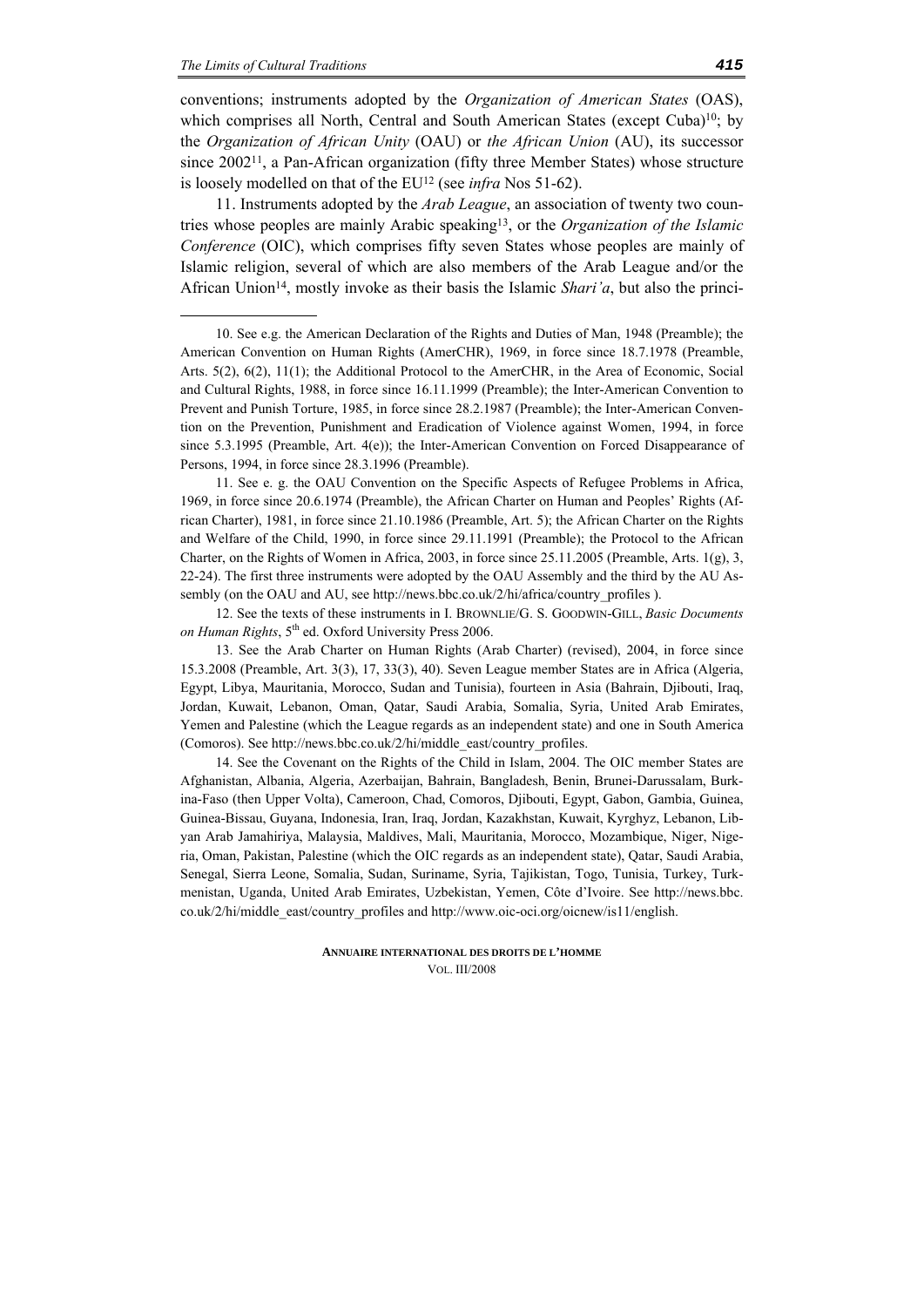conventions; instruments adopted by the *Organization of American States* (OAS), which comprises all North, Central and South American States (except Cuba)[10]; by the *Organization of African Unity* (OAU) or *the African Union* (AU), its successor since 2002[11], a Pan-African organization (fifty three Member States) whose structure is loosely modelled on that of the EU[12] (see *infra* Nos 51-62).

11. Instruments adopted by the *Arab League*, an association of twenty two countries whose peoples are mainly Arabic speaking[13], or the *Organization of the Islamic Conference* (OIC), which comprises fifty seven States whose peoples are mainly of Islamic religion, several of which are also members of the Arab League and/or the African Union[14], mostly invoke as their basis the Islamic *Shari'a*, but also the princi-

---

10. See e.g. the American Declaration of the Rights and Duties of Man, 1948 (Preamble); the American Convention on Human Rights (AmerCHR), 1969, in force since 18.7.1978 (Preamble, Arts. 5(2), 6(2), 11(1); the Additional Protocol to the AmerCHR, in the Area of Economic, Social and Cultural Rights, 1988, in force since 16.11.1999 (Preamble); the Inter-American Convention to Prevent and Punish Torture, 1985, in force since 28.2.1987 (Preamble); the Inter-American Convention on the Prevention, Punishment and Eradication of Violence against Women, 1994, in force since 5.3.1995 (Preamble, Art. 4(e)); the Inter-American Convention on Forced Disappearance of Persons, 1994, in force since 28.3.1996 (Preamble).

11. See e. g. the OAU Convention on the Specific Aspects of Refugee Problems in Africa, 1969, in force since 20.6.1974 (Preamble), the African Charter on Human and Peoples' Rights (African Charter), 1981, in force since 21.10.1986 (Preamble, Art. 5); the African Charter on the Rights and Welfare of the Child, 1990, in force since 29.11.1991 (Preamble); the Protocol to the African Charter, on the Rights of Women in Africa, 2003, in force since 25.11.2005 (Preamble, Arts. 1(g), 3, 22-24). The first three instruments were adopted by the OAU Assembly and the third by the AU Assembly (on the OAU and AU, see http://news.bbc.co.uk/2/hi/africa/country_profiles ).

12. See the texts of these instruments in I. BROWNLIE/G. S. GOODWIN-GILL, *Basic Documents on Human Rights*, 5th ed. Oxford University Press 2006.

13. See the Arab Charter on Human Rights (Arab Charter) (revised), 2004, in force since 15.3.2008 (Preamble, Art. 3(3), 17, 33(3), 40). Seven League member States are in Africa (Algeria, Egypt, Libya, Mauritania, Morocco, Sudan and Tunisia), fourteen in Asia (Bahrain, Djibouti, Iraq, Jordan, Kuwait, Lebanon, Oman, Qatar, Saudi Arabia, Somalia, Syria, United Arab Emirates, Yemen and Palestine (which the League regards as an independent state) and one in South America (Comoros). See http://news.bbc.co.uk/2/hi/middle_east/country_profiles.

14. See the Covenant on the Rights of the Child in Islam, 2004. The OIC member States are Afghanistan, Albania, Algeria, Azerbaijan, Bahrain, Bangladesh, Benin, Brunei-Darussalam, Burkina-Faso (then Upper Volta), Cameroon, Chad, Comoros, Djibouti, Egypt, Gabon, Gambia, Guinea, Guinea-Bissau, Guyana, Indonesia, Iran, Iraq, Jordan, Kazakhstan, Kuwait, Kyrghyz, Lebanon, Libyan Arab Jamahiriya, Malaysia, Maldives, Mali, Mauritania, Morocco, Mozambique, Niger, Nigeria, Oman, Pakistan, Palestine (which the OIC regards as an independent state), Qatar, Saudi Arabia, Senegal, Sierra Leone, Somalia, Sudan, Suriname, Syria, Tajikistan, Togo, Tunisia, Turkey, Turkmenistan, Uganda, United Arab Emirates, Uzbekistan, Yemen, Côte d'Ivoire. See http://news.bbc.co.uk/2/hi/middle_east/country_profiles and http://www.oic-oci.org/oicnew/is11/english.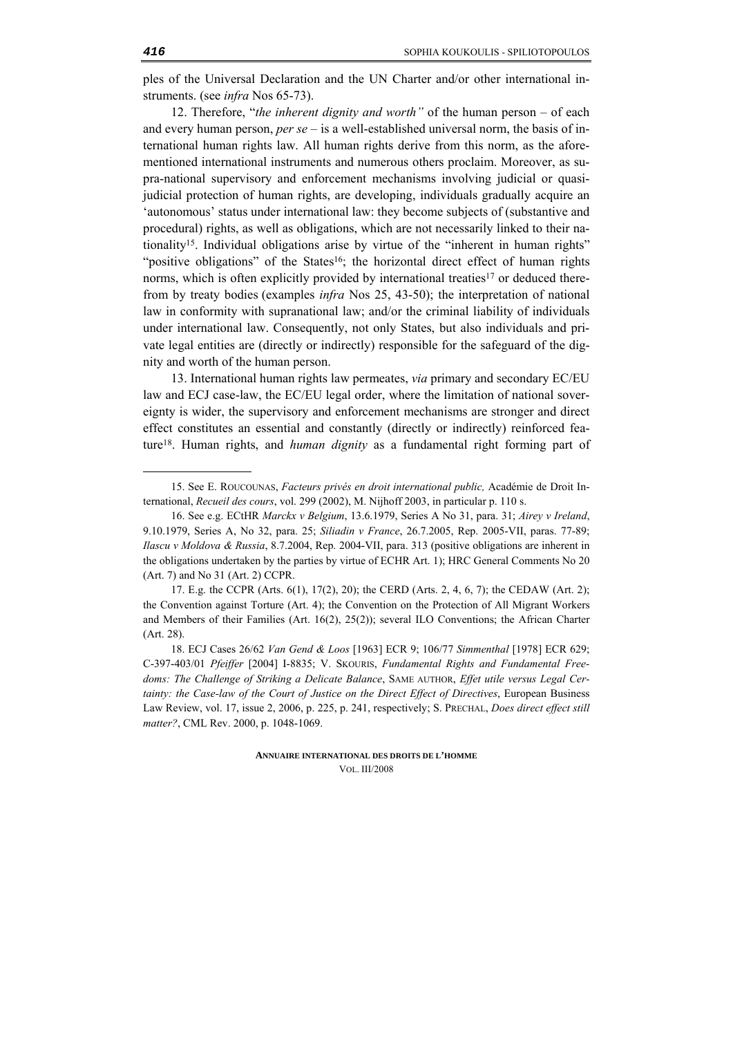ples of the Universal Declaration and the UN Charter and/or other international instruments. (see *infra* Nos 65-73).

12. Therefore, "*the inherent dignity and worth"* of the human person – of each and every human person, *per se* – is a well-established universal norm, the basis of international human rights law. All human rights derive from this norm, as the aforementioned international instruments and numerous others proclaim. Moreover, as supra-national supervisory and enforcement mechanisms involving judicial or quasi-judicial protection of human rights, are developing, individuals gradually acquire an 'autonomous' status under international law: they become subjects of (substantive and procedural) rights, as well as obligations, which are not necessarily linked to their nationality[15]. Individual obligations arise by virtue of the "inherent in human rights" "positive obligations" of the States[16]; the horizontal direct effect of human rights norms, which is often explicitly provided by international treaties[17] or deduced therefrom by treaty bodies (examples *infra* Nos 25, 43-50); the interpretation of national law in conformity with supranational law; and/or the criminal liability of individuals under international law. Consequently, not only States, but also individuals and private legal entities are (directly or indirectly) responsible for the safeguard of the dignity and worth of the human person.

13. International human rights law permeates, *via* primary and secondary EC/EU law and ECJ case-law, the EC/EU legal order, where the limitation of national sovereignty is wider, the supervisory and enforcement mechanisms are stronger and direct effect constitutes an essential and constantly (directly or indirectly) reinforced feature[18]. Human rights, and *human dignity* as a fundamental right forming part of

---

15. See E. ROUCOUNAS, *Facteurs privés en droit international public,* Académie de Droit International, *Recueil des cours*, vol. 299 (2002), M. Nijhoff 2003, in particular p. 110 s.

16. See e.g. ECtHR *Marckx v Belgium*, 13.6.1979, Series A No 31, para. 31; *Airey v Ireland*, 9.10.1979, Series A, No 32, para. 25; *Siliadin v France*, 26.7.2005, Rep. 2005-VII, paras. 77-89; *Ilascu v Moldova & Russia*, 8.7.2004, Rep. 2004-VII, para. 313 (positive obligations are inherent in the obligations undertaken by the parties by virtue of ECHR Art. 1); HRC General Comments No 20 (Art. 7) and No 31 (Art. 2) CCPR.

17. E.g. the CCPR (Arts. 6(1), 17(2), 20); the CERD (Arts. 2, 4, 6, 7); the CEDAW (Art. 2); the Convention against Torture (Art. 4); the Convention on the Protection of All Migrant Workers and Members of their Families (Art. 16(2), 25(2)); several ILO Conventions; the African Charter (Art. 28).

18. ECJ Cases 26/62 *Van Gend & Loos* [1963] ECR 9; 106/77 *Simmenthal* [1978] ECR 629; C-397-403/01 *Pfeiffer* [2004] I-8835; V. SKOURIS, *Fundamental Rights and Fundamental Freedoms: The Challenge of Striking a Delicate Balance*, SAME AUTHOR, *Effet utile versus Legal Certainty: the Case-law of the Court of Justice on the Direct Effect of Directives*, European Business Law Review, vol. 17, issue 2, 2006, p. 225, p. 241, respectively; S. PRECHAL, *Does direct effect still matter?*, CML Rev. 2000, p. 1048-1069.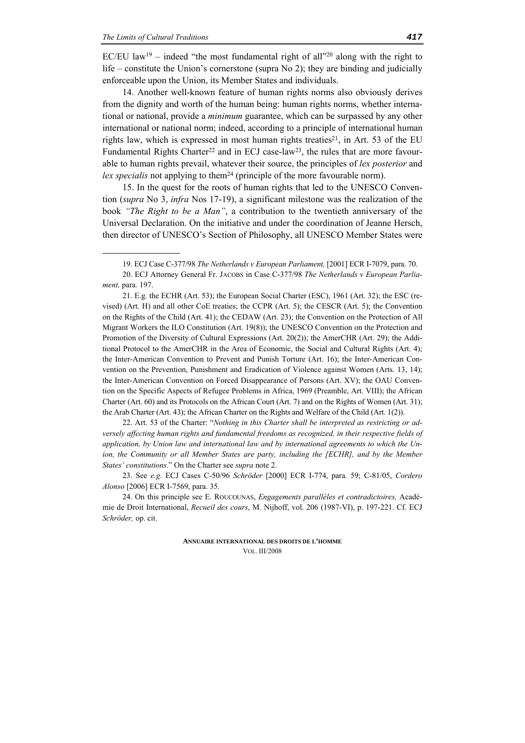EC/EU law[19] – indeed "the most fundamental right of all"[20] along with the right to life – constitute the Union's cornerstone (supra No 2); they are binding and judicially enforceable upon the Union, its Member States and individuals.

14. Another well-known feature of human rights norms also obviously derives from the dignity and worth of the human being: human rights norms, whether international or national, provide a *minimum* guarantee, which can be surpassed by any other international or national norm; indeed, according to a principle of international human rights law, which is expressed in most human rights treaties[21], in Art. 53 of the EU Fundamental Rights Charter[22] and in ECJ case-law[23], the rules that are more favourable to human rights prevail, whatever their source, the principles of *lex posterior* and *lex specialis* not applying to them[24] (principle of the more favourable norm).

15. In the quest for the roots of human rights that led to the UNESCO Convention (*supra* No 3, *infra* Nos 17-19), a significant milestone was the realization of the book *"The Right to be a Man"*, a contribution to the twentieth anniversary of the Universal Declaration. On the initiative and under the coordination of Jeanne Hersch, then director of UNESCO's Section of Philosophy, all UNESCO Member States were

---

19. ECJ Case C-377/98 *The Netherlands v European Parliament,* [2001] ECR I-7079, para. 70.

20. ECJ Attorney General Fr. JACOBS in Case C-377/98 *The Netherlands v European Parliament,* para. 197.

21. E.g. the ECHR (Art. 53); the European Social Charter (ESC), 1961 (Art. 32); the ESC (revised) (Art. H) and all other CoE treaties; the CCPR (Art. 5); the CESCR (Art. 5); the Convention on the Rights of the Child (Art. 41); the CEDAW (Art. 23); the Convention on the Protection of All Migrant Workers the ILO Constitution (Art. 19(8)); the UNESCO Convention on the Protection and Promotion of the Diversity of Cultural Expressions (Art. 20(2)); the AmerCHR (Art. 29); the Additional Protocol to the AmerCHR in the Area of Economic, the Social and Cultural Rights (Art. 4); the Inter-American Convention to Prevent and Punish Torture (Art. 16); the Inter-American Convention on the Prevention, Punishment and Eradication of Violence against Women (Arts. 13, 14); the Inter-American Convention on Forced Disappearance of Persons (Art. XV); the OAU Convention on the Specific Aspects of Refugee Problems in Africa, 1969 (Preamble, Art. VIII); the African Charter (Art. 60) and its Protocols on the African Court (Art. 7) and on the Rights of Women (Art. 31); the Arab Charter (Art. 43); the African Charter on the Rights and Welfare of the Child (Art. 1(2)).

22. Art. 53 of the Charter: "*Nothing in this Charter shall be interpreted as restricting or adversely affecting human rights and fundamental freedoms as recognized, in their respective fields of application, by Union law and international law and by international agreements to which the Union, the Community or all Member States are party, including the [ECHR], and by the Member States' constitutions*." On the Charter see *supra* note 2.

23. See *e.g.* ECJ Cases C-50/96 *Schröder* [2000] ECR I-774, para. 59; C-81/05, *Cordero Alonso* [2006] ECR I-7569, para. 35.

24. On this principle see E. ROUCOUNAS, *Engagements parallèles et contradictoires,* Académie de Droit International, *Recueil des cours*, M. Nijhoff, vol. 206 (1987-VI), p. 197-221. Cf. ECJ *Schröder,* op. cit.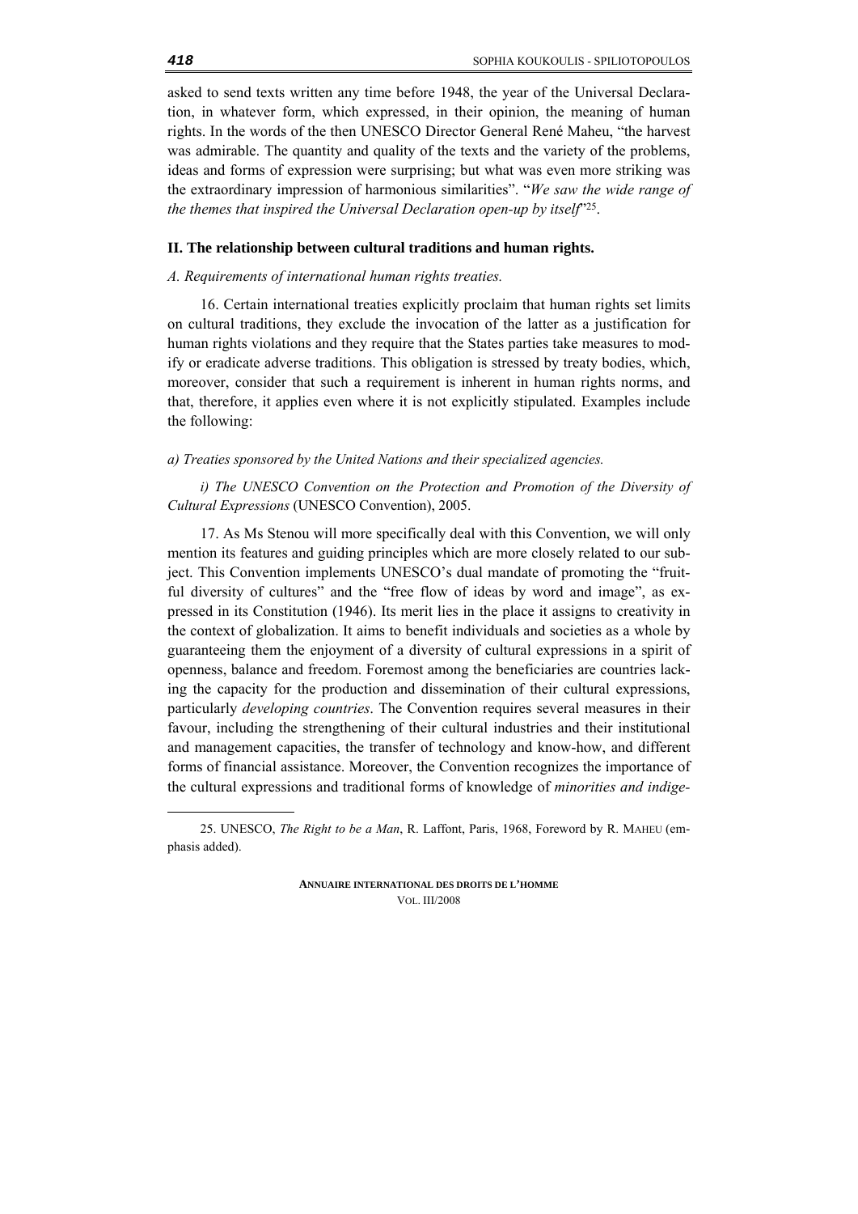asked to send texts written any time before 1948, the year of the Universal Declaration, in whatever form, which expressed, in their opinion, the meaning of human rights. In the words of the then UNESCO Director General René Maheu, "the harvest was admirable. The quantity and quality of the texts and the variety of the problems, ideas and forms of expression were surprising; but what was even more striking was the extraordinary impression of harmonious similarities". "*We saw the wide range of the themes that inspired the Universal Declaration open-up by itself*"[25].

## II. The relationship between cultural traditions and human rights.

### *A. Requirements of international human rights treaties.*

16. Certain international treaties explicitly proclaim that human rights set limits on cultural traditions, they exclude the invocation of the latter as a justification for human rights violations and they require that the States parties take measures to modify or eradicate adverse traditions. This obligation is stressed by treaty bodies, which, moreover, consider that such a requirement is inherent in human rights norms, and that, therefore, it applies even where it is not explicitly stipulated. Examples include the following:

#### *a) Treaties sponsored by the United Nations and their specialized agencies.*

*i) The UNESCO Convention on the Protection and Promotion of the Diversity of Cultural Expressions* (UNESCO Convention), 2005.

17. As Ms Stenou will more specifically deal with this Convention, we will only mention its features and guiding principles which are more closely related to our subject. This Convention implements UNESCO's dual mandate of promoting the "fruitful diversity of cultures" and the "free flow of ideas by word and image", as expressed in its Constitution (1946). Its merit lies in the place it assigns to creativity in the context of globalization. It aims to benefit individuals and societies as a whole by guaranteeing them the enjoyment of a diversity of cultural expressions in a spirit of openness, balance and freedom. Foremost among the beneficiaries are countries lacking the capacity for the production and dissemination of their cultural expressions, particularly *developing countries*. The Convention requires several measures in their favour, including the strengthening of their cultural industries and their institutional and management capacities, the transfer of technology and know-how, and different forms of financial assistance. Moreover, the Convention recognizes the importance of the cultural expressions and traditional forms of knowledge of *minorities and indige-*

---

25. UNESCO, *The Right to be a Man*, R. Laffont, Paris, 1968, Foreword by R. MAHEU (emphasis added).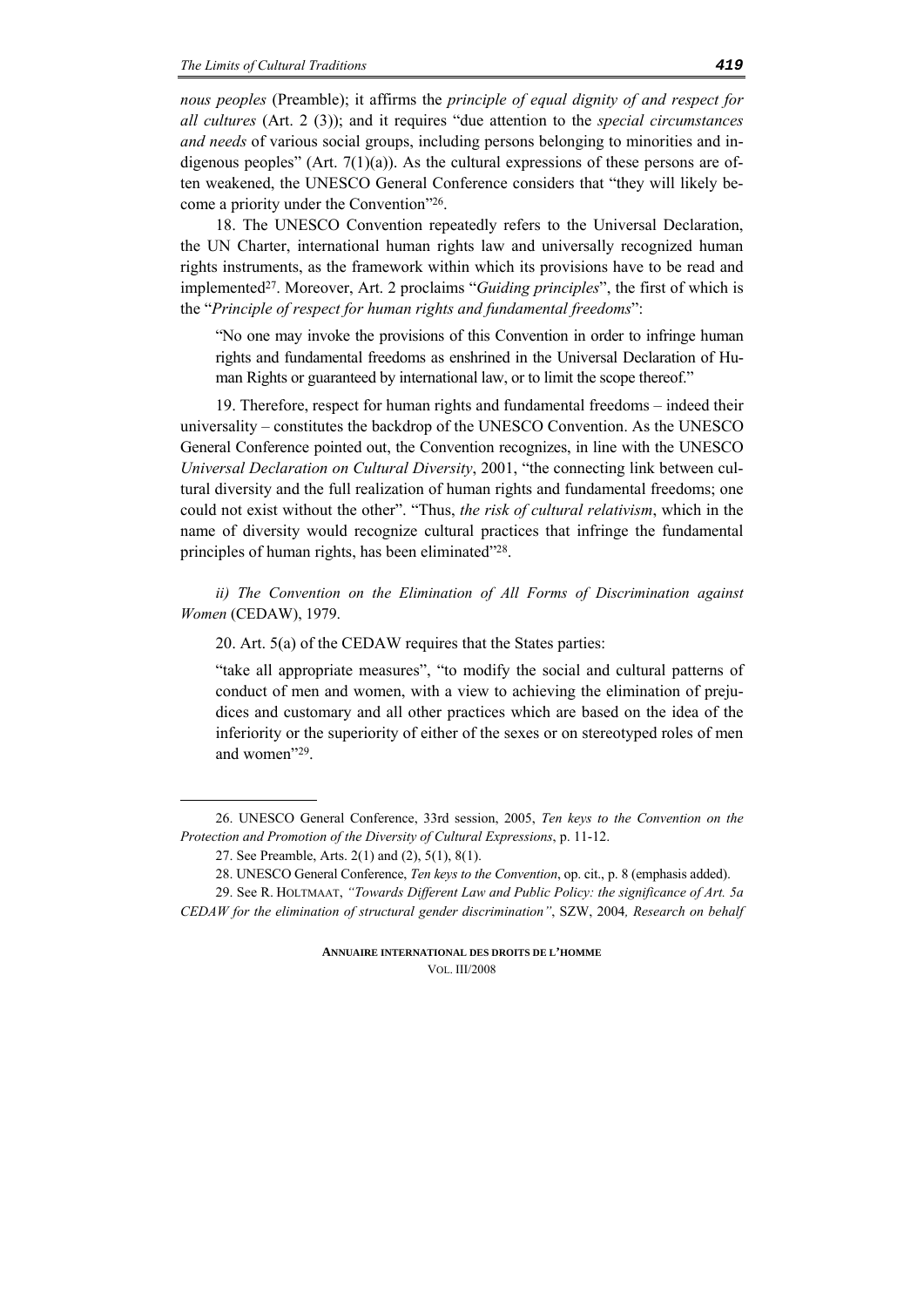*nous peoples* (Preamble); it affirms the *principle of equal dignity of and respect for all cultures* (Art. 2 (3)); and it requires "due attention to the *special circumstances and needs* of various social groups, including persons belonging to minorities and indigenous peoples" (Art. 7(1)(a)). As the cultural expressions of these persons are often weakened, the UNESCO General Conference considers that "they will likely become a priority under the Convention"[26].

18. The UNESCO Convention repeatedly refers to the Universal Declaration, the UN Charter, international human rights law and universally recognized human rights instruments, as the framework within which its provisions have to be read and implemented[27]. Moreover, Art. 2 proclaims "*Guiding principles*", the first of which is the "*Principle of respect for human rights and fundamental freedoms*":

> "No one may invoke the provisions of this Convention in order to infringe human rights and fundamental freedoms as enshrined in the Universal Declaration of Human Rights or guaranteed by international law, or to limit the scope thereof."

19. Therefore, respect for human rights and fundamental freedoms – indeed their universality – constitutes the backdrop of the UNESCO Convention. As the UNESCO General Conference pointed out, the Convention recognizes, in line with the UNESCO *Universal Declaration on Cultural Diversity*, 2001, "the connecting link between cultural diversity and the full realization of human rights and fundamental freedoms; one could not exist without the other". "Thus, *the risk of cultural relativism*, which in the name of diversity would recognize cultural practices that infringe the fundamental principles of human rights, has been eliminated"[28].

*ii) The Convention on the Elimination of All Forms of Discrimination against Women* (CEDAW), 1979.

20. Art. 5(a) of the CEDAW requires that the States parties:

> "take all appropriate measures", "to modify the social and cultural patterns of conduct of men and women, with a view to achieving the elimination of prejudices and customary and all other practices which are based on the idea of the inferiority or the superiority of either of the sexes or on stereotyped roles of men and women"[29].

---

26. UNESCO General Conference, 33rd session, 2005, *Ten keys to the Convention on the Protection and Promotion of the Diversity of Cultural Expressions*, p. 11-12.

27. See Preamble, Arts. 2(1) and (2), 5(1), 8(1).

28. UNESCO General Conference, *Ten keys to the Convention*, op. cit., p. 8 (emphasis added).

29. See R. HOLTMAAT, *"Towards Different Law and Public Policy: the significance of Art. 5a CEDAW for the elimination of structural gender discrimination"*, SZW, 2004*, Research on behalf*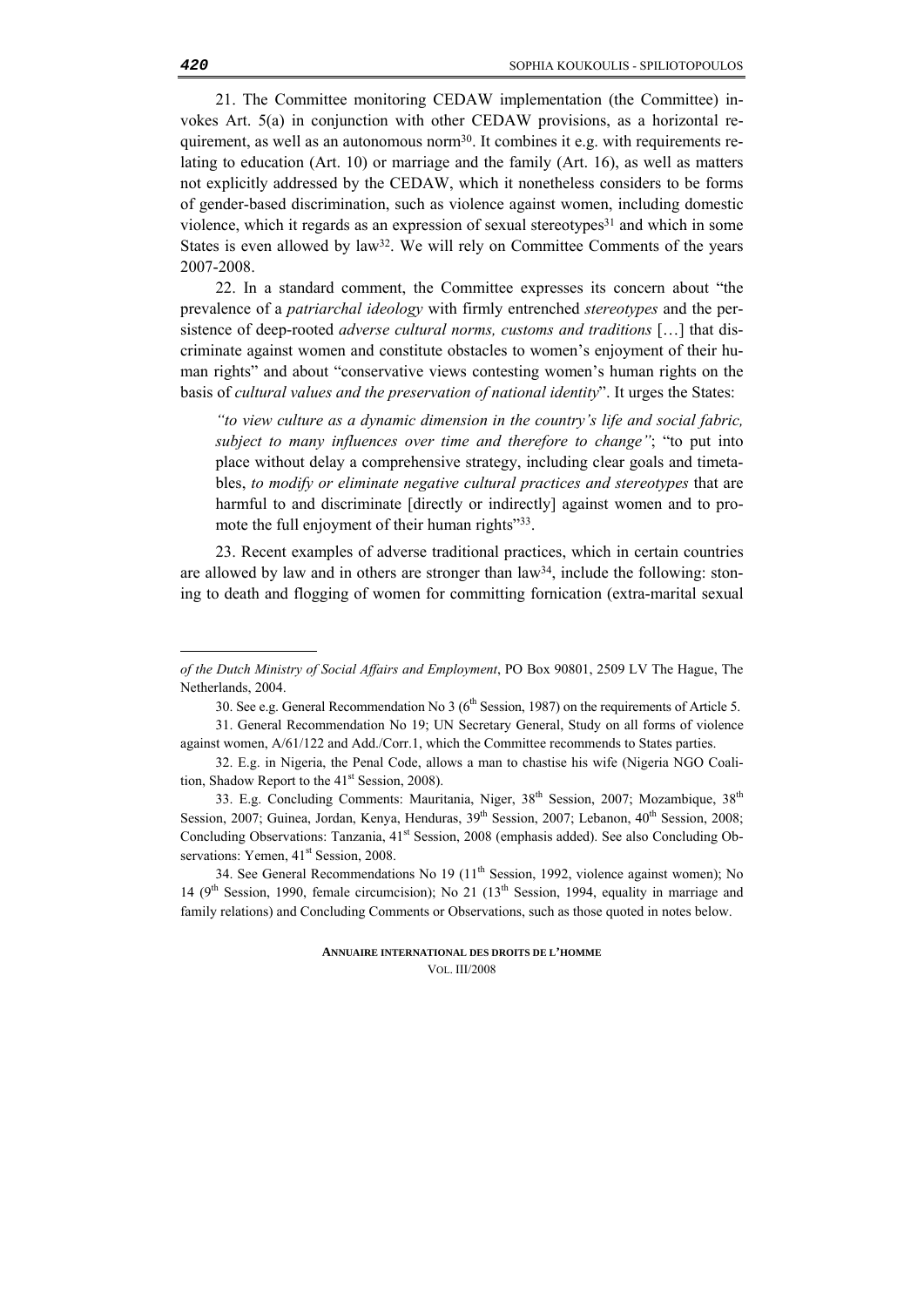21. The Committee monitoring CEDAW implementation (the Committee) invokes Art. 5(a) in conjunction with other CEDAW provisions, as a horizontal requirement, as well as an autonomous norm[30]. It combines it e.g. with requirements relating to education (Art. 10) or marriage and the family (Art. 16), as well as matters not explicitly addressed by the CEDAW, which it nonetheless considers to be forms of gender-based discrimination, such as violence against women, including domestic violence, which it regards as an expression of sexual stereotypes[31] and which in some States is even allowed by law[32]. We will rely on Committee Comments of the years 2007-2008.

22. In a standard comment, the Committee expresses its concern about "the prevalence of a *patriarchal ideology* with firmly entrenched *stereotypes* and the persistence of deep-rooted *adverse cultural norms, customs and traditions* […] that discriminate against women and constitute obstacles to women's enjoyment of their human rights" and about "conservative views contesting women's human rights on the basis of *cultural values and the preservation of national identity*". It urges the States:

> *"to view culture as a dynamic dimension in the country's life and social fabric, subject to many influences over time and therefore to change"*; "to put into place without delay a comprehensive strategy, including clear goals and timetables, *to modify or eliminate negative cultural practices and stereotypes* that are harmful to and discriminate [directly or indirectly] against women and to promote the full enjoyment of their human rights"[33].

23. Recent examples of adverse traditional practices, which in certain countries are allowed by law and in others are stronger than law[34], include the following: stoning to death and flogging of women for committing fornication (extra-marital sexual

---

*of the Dutch Ministry of Social Affairs and Employment*, PO Box 90801, 2509 LV The Hague, The Netherlands, 2004.

30. See e.g. General Recommendation No 3 (6th Session, 1987) on the requirements of Article 5.

31. General Recommendation No 19; UN Secretary General, Study on all forms of violence against women, A/61/122 and Add./Corr.1, which the Committee recommends to States parties.

32. E.g. in Nigeria, the Penal Code, allows a man to chastise his wife (Nigeria NGO Coalition, Shadow Report to the 41st Session, 2008).

33. E.g. Concluding Comments: Mauritania, Niger, 38th Session, 2007; Mozambique, 38th Session, 2007; Guinea, Jordan, Kenya, Henduras, 39th Session, 2007; Lebanon, 40th Session, 2008; Concluding Observations: Tanzania, 41st Session, 2008 (emphasis added). See also Concluding Observations: Yemen, 41st Session, 2008.

34. See General Recommendations No 19 (11th Session, 1992, violence against women); No 14 (9th Session, 1990, female circumcision); No 21 (13th Session, 1994, equality in marriage and family relations) and Concluding Comments or Observations, such as those quoted in notes below.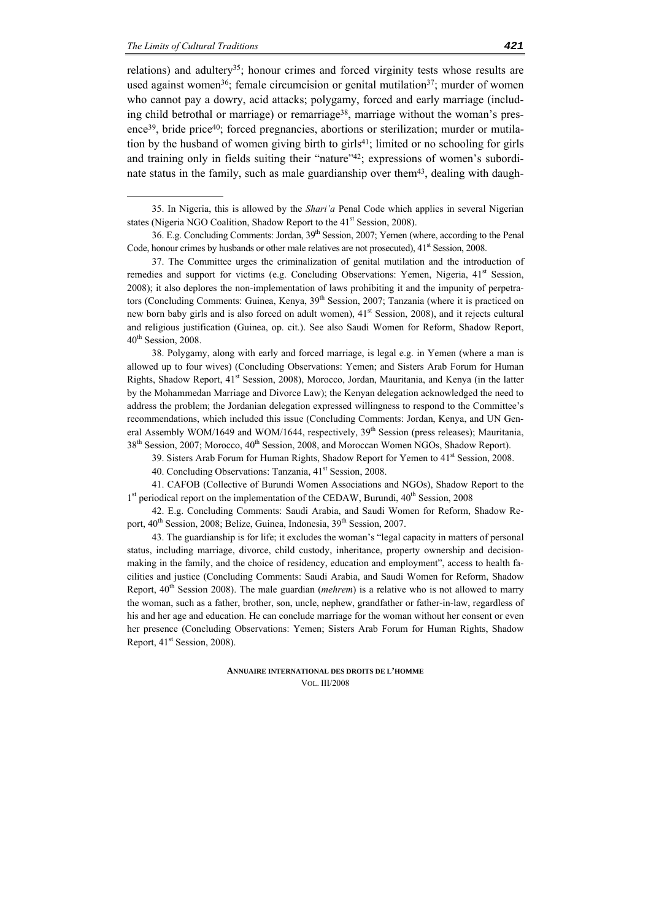relations) and adultery[35]; honour crimes and forced virginity tests whose results are used against women[36]; female circumcision or genital mutilation[37]; murder of women who cannot pay a dowry, acid attacks; polygamy, forced and early marriage (including child betrothal or marriage) or remarriage[38], marriage without the woman's presence[39], bride price[40]; forced pregnancies, abortions or sterilization; murder or mutilation by the husband of women giving birth to girls[41]; limited or no schooling for girls and training only in fields suiting their "nature"[42]; expressions of women's subordinate status in the family, such as male guardianship over them[43], dealing with daugh-

---

35. In Nigeria, this is allowed by the *Shari'a* Penal Code which applies in several Nigerian states (Nigeria NGO Coalition, Shadow Report to the 41st Session, 2008).

36. E.g. Concluding Comments: Jordan, 39th Session, 2007; Yemen (where, according to the Penal Code, honour crimes by husbands or other male relatives are not prosecuted), 41st Session, 2008.

37. The Committee urges the criminalization of genital mutilation and the introduction of remedies and support for victims (e.g. Concluding Observations: Yemen, Nigeria, 41st Session, 2008); it also deplores the non-implementation of laws prohibiting it and the impunity of perpetrators (Concluding Comments: Guinea, Kenya, 39th Session, 2007; Tanzania (where it is practiced on new born baby girls and is also forced on adult women), 41st Session, 2008), and it rejects cultural and religious justification (Guinea, op. cit.). See also Saudi Women for Reform, Shadow Report, 40th Session, 2008.

38. Polygamy, along with early and forced marriage, is legal e.g. in Yemen (where a man is allowed up to four wives) (Concluding Observations: Yemen; and Sisters Arab Forum for Human Rights, Shadow Report, 41st Session, 2008), Morocco, Jordan, Mauritania, and Kenya (in the latter by the Mohammedan Marriage and Divorce Law); the Kenyan delegation acknowledged the need to address the problem; the Jordanian delegation expressed willingness to respond to the Committee's recommendations, which included this issue (Concluding Comments: Jordan, Kenya, and UN General Assembly WOM/1649 and WOM/1644, respectively, 39th Session (press releases); Mauritania, 38th Session, 2007; Morocco, 40th Session, 2008, and Moroccan Women NGOs, Shadow Report).

39. Sisters Arab Forum for Human Rights, Shadow Report for Yemen to 41st Session, 2008.

40. Concluding Observations: Tanzania, 41st Session, 2008.

41. CAFOB (Collective of Burundi Women Associations and NGOs), Shadow Report to the 1st periodical report on the implementation of the CEDAW, Burundi, 40th Session, 2008

42. E.g. Concluding Comments: Saudi Arabia, and Saudi Women for Reform, Shadow Report, 40th Session, 2008; Belize, Guinea, Indonesia, 39th Session, 2007.

43. The guardianship is for life; it excludes the woman's "legal capacity in matters of personal status, including marriage, divorce, child custody, inheritance, property ownership and decision-making in the family, and the choice of residency, education and employment", access to health facilities and justice (Concluding Comments: Saudi Arabia, and Saudi Women for Reform, Shadow Report, 40th Session 2008). The male guardian (*mehrem*) is a relative who is not allowed to marry the woman, such as a father, brother, son, uncle, nephew, grandfather or father-in-law, regardless of his and her age and education. He can conclude marriage for the woman without her consent or even her presence (Concluding Observations: Yemen; Sisters Arab Forum for Human Rights, Shadow Report, 41st Session, 2008).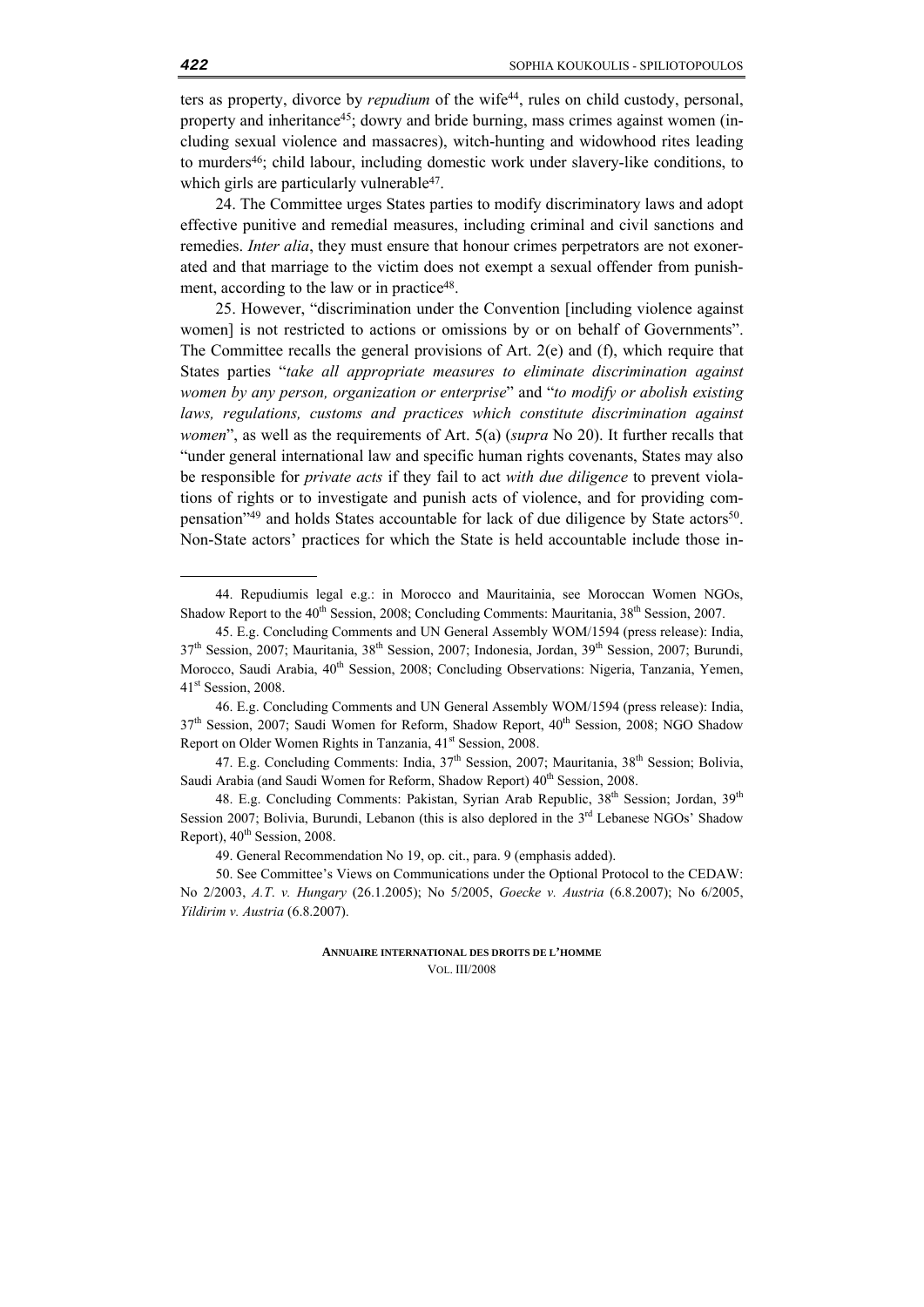ters as property, divorce by *repudium* of the wife[44], rules on child custody, personal, property and inheritance[45]; dowry and bride burning, mass crimes against women (including sexual violence and massacres), witch-hunting and widowhood rites leading to murders[46]; child labour, including domestic work under slavery-like conditions, to which girls are particularly vulnerable[47].

24. The Committee urges States parties to modify discriminatory laws and adopt effective punitive and remedial measures, including criminal and civil sanctions and remedies. *Inter alia*, they must ensure that honour crimes perpetrators are not exonerated and that marriage to the victim does not exempt a sexual offender from punishment, according to the law or in practice[48].

25. However, "discrimination under the Convention [including violence against women] is not restricted to actions or omissions by or on behalf of Governments". The Committee recalls the general provisions of Art. 2(e) and (f), which require that States parties "*take all appropriate measures to eliminate discrimination against women by any person, organization or enterprise*" and "*to modify or abolish existing laws, regulations, customs and practices which constitute discrimination against women*", as well as the requirements of Art. 5(a) (*supra* No 20). It further recalls that "under general international law and specific human rights covenants, States may also be responsible for *private acts* if they fail to act *with due diligence* to prevent violations of rights or to investigate and punish acts of violence, and for providing compensation"[49] and holds States accountable for lack of due diligence by State actors[50]. Non-State actors' practices for which the State is held accountable include those in-

---

44. Repudiumis legal e.g.: in Morocco and Mauritainia, see Moroccan Women NGOs, Shadow Report to the 40th Session, 2008; Concluding Comments: Mauritania, 38th Session, 2007.

45. E.g. Concluding Comments and UN General Assembly WOM/1594 (press release): India, 37th Session, 2007; Mauritania, 38th Session, 2007; Indonesia, Jordan, 39th Session, 2007; Burundi, Morocco, Saudi Arabia, 40th Session, 2008; Concluding Observations: Nigeria, Tanzania, Yemen, 41st Session, 2008.

46. E.g. Concluding Comments and UN General Assembly WOM/1594 (press release): India, 37th Session, 2007; Saudi Women for Reform, Shadow Report, 40th Session, 2008; NGO Shadow Report on Older Women Rights in Tanzania, 41st Session, 2008.

47. E.g. Concluding Comments: India, 37th Session, 2007; Mauritania, 38th Session; Bolivia, Saudi Arabia (and Saudi Women for Reform, Shadow Report) 40th Session, 2008.

48. E.g. Concluding Comments: Pakistan, Syrian Arab Republic, 38th Session; Jordan, 39th Session 2007; Bolivia, Burundi, Lebanon (this is also deplored in the 3rd Lebanese NGOs' Shadow Report), 40th Session, 2008.

49. General Recommendation No 19, op. cit., para. 9 (emphasis added).

50. See Committee's Views on Communications under the Optional Protocol to the CEDAW: No 2/2003, *A.T. v. Hungary* (26.1.2005); No 5/2005, *Goecke v. Austria* (6.8.2007); No 6/2005, *Yildirim v. Austria* (6.8.2007).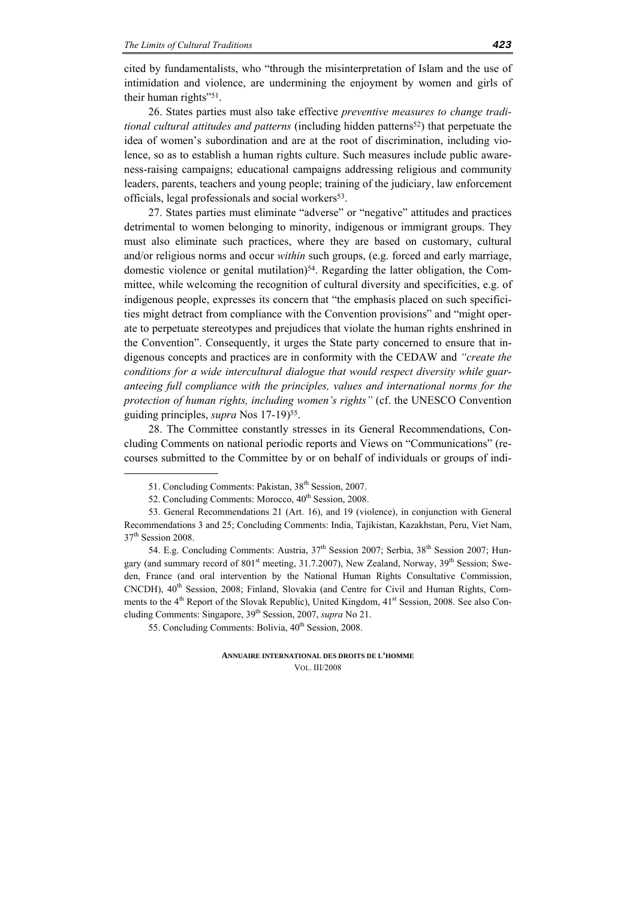cited by fundamentalists, who "through the misinterpretation of Islam and the use of intimidation and violence, are undermining the enjoyment by women and girls of their human rights"[51].

26. States parties must also take effective *preventive measures to change traditional cultural attitudes and patterns* (including hidden patterns[52]) that perpetuate the idea of women's subordination and are at the root of discrimination, including violence, so as to establish a human rights culture. Such measures include public awareness-raising campaigns; educational campaigns addressing religious and community leaders, parents, teachers and young people; training of the judiciary, law enforcement officials, legal professionals and social workers[53].

27. States parties must eliminate "adverse" or "negative" attitudes and practices detrimental to women belonging to minority, indigenous or immigrant groups. They must also eliminate such practices, where they are based on customary, cultural and/or religious norms and occur *within* such groups, (e.g. forced and early marriage, domestic violence or genital mutilation)[54]. Regarding the latter obligation, the Committee, while welcoming the recognition of cultural diversity and specificities, e.g. of indigenous people, expresses its concern that "the emphasis placed on such specificities might detract from compliance with the Convention provisions" and "might operate to perpetuate stereotypes and prejudices that violate the human rights enshrined in the Convention". Consequently, it urges the State party concerned to ensure that indigenous concepts and practices are in conformity with the CEDAW and *"create the conditions for a wide intercultural dialogue that would respect diversity while guaranteeing full compliance with the principles, values and international norms for the protection of human rights, including women's rights"* (cf. the UNESCO Convention guiding principles, *supra* Nos 17-19)[55].

28. The Committee constantly stresses in its General Recommendations, Concluding Comments on national periodic reports and Views on "Communications" (recourses submitted to the Committee by or on behalf of individuals or groups of indi-

---

51. Concluding Comments: Pakistan, 38th Session, 2007.

52. Concluding Comments: Morocco, 40th Session, 2008.

53. General Recommendations 21 (Art. 16), and 19 (violence), in conjunction with General Recommendations 3 and 25; Concluding Comments: India, Tajikistan, Kazakhstan, Peru, Viet Nam, 37th Session 2008.

54. E.g. Concluding Comments: Austria, 37th Session 2007; Serbia, 38th Session 2007; Hungary (and summary record of 801st meeting, 31.7.2007), New Zealand, Norway, 39th Session; Sweden, France (and oral intervention by the National Human Rights Consultative Commission, CNCDH), 40th Session, 2008; Finland, Slovakia (and Centre for Civil and Human Rights, Comments to the 4th Report of the Slovak Republic), United Kingdom, 41st Session, 2008. See also Concluding Comments: Singapore, 39th Session, 2007, *supra* No 21.

55. Concluding Comments: Bolivia, 40th Session, 2008.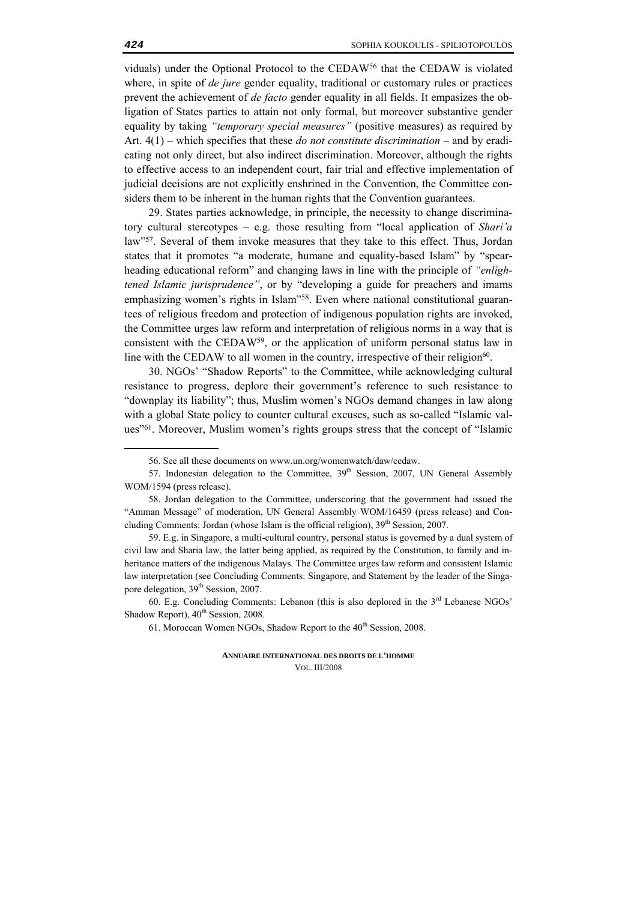viduals) under the Optional Protocol to the CEDAW[56] that the CEDAW is violated where, in spite of *de jure* gender equality, traditional or customary rules or practices prevent the achievement of *de facto* gender equality in all fields. It empasizes the obligation of States parties to attain not only formal, but moreover substantive gender equality by taking *"temporary special measures"* (positive measures) as required by Art. 4(1) – which specifies that these *do not constitute discrimination* – and by eradicating not only direct, but also indirect discrimination. Moreover, although the rights to effective access to an independent court, fair trial and effective implementation of judicial decisions are not explicitly enshrined in the Convention, the Committee considers them to be inherent in the human rights that the Convention guarantees.

29. States parties acknowledge, in principle, the necessity to change discriminatory cultural stereotypes – e.g. those resulting from "local application of *Shari'a* law"[57]. Several of them invoke measures that they take to this effect. Thus, Jordan states that it promotes "a moderate, humane and equality-based Islam" by "spearheading educational reform" and changing laws in line with the principle of *"enlightened Islamic jurisprudence"*, or by "developing a guide for preachers and imams emphasizing women's rights in Islam"[58]. Even where national constitutional guarantees of religious freedom and protection of indigenous population rights are invoked, the Committee urges law reform and interpretation of religious norms in a way that is consistent with the CEDAW[59], or the application of uniform personal status law in line with the CEDAW to all women in the country, irrespective of their religion[60].

30. NGOs' "Shadow Reports" to the Committee, while acknowledging cultural resistance to progress, deplore their government's reference to such resistance to "downplay its liability"; thus, Muslim women's NGOs demand changes in law along with a global State policy to counter cultural excuses, such as so-called "Islamic values"[61]. Moreover, Muslim women's rights groups stress that the concept of "Islamic

---

56. See all these documents on www.un.org/womenwatch/daw/cedaw.

57. Indonesian delegation to the Committee, 39th Session, 2007, UN General Assembly WOM/1594 (press release).

58. Jordan delegation to the Committee, underscoring that the government had issued the "Amman Message" of moderation, UN General Assembly WOM/16459 (press release) and Concluding Comments: Jordan (whose Islam is the official religion), 39th Session, 2007.

59. E.g. in Singapore, a multi-cultural country, personal status is governed by a dual system of civil law and Sharia law, the latter being applied, as required by the Constitution, to family and inheritance matters of the indigenous Malays. The Committee urges law reform and consistent Islamic law interpretation (see Concluding Comments: Singapore, and Statement by the leader of the Singapore delegation, 39th Session, 2007.

60. E.g. Concluding Comments: Lebanon (this is also deplored in the 3rd Lebanese NGOs' Shadow Report), 40th Session, 2008.

61. Moroccan Women NGOs, Shadow Report to the 40th Session, 2008.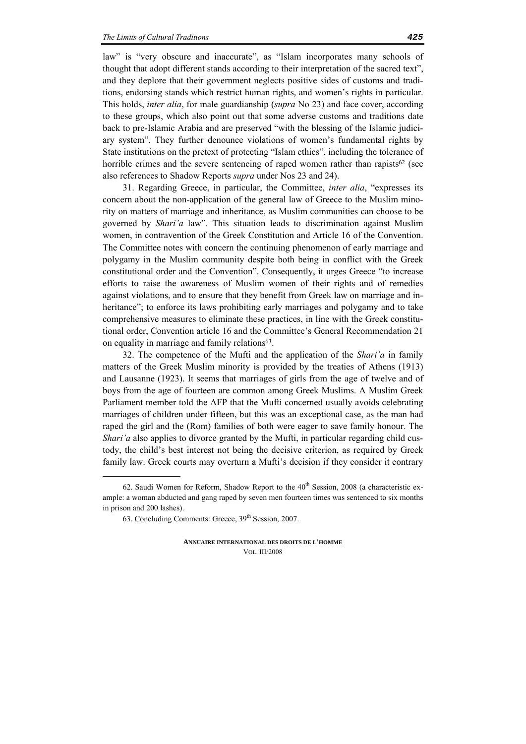law" is "very obscure and inaccurate", as "Islam incorporates many schools of thought that adopt different stands according to their interpretation of the sacred text", and they deplore that their government neglects positive sides of customs and traditions, endorsing stands which restrict human rights, and women's rights in particular. This holds, *inter alia*, for male guardianship (*supra* No 23) and face cover, according to these groups, which also point out that some adverse customs and traditions date back to pre-Islamic Arabia and are preserved "with the blessing of the Islamic judiciary system". They further denounce violations of women's fundamental rights by State institutions on the pretext of protecting "Islam ethics", including the tolerance of horrible crimes and the severe sentencing of raped women rather than rapists[62] (see also references to Shadow Reports *supra* under Nos 23 and 24).

31. Regarding Greece, in particular, the Committee, *inter alia*, "expresses its concern about the non-application of the general law of Greece to the Muslim minority on matters of marriage and inheritance, as Muslim communities can choose to be governed by *Shari'a* law". This situation leads to discrimination against Muslim women, in contravention of the Greek Constitution and Article 16 of the Convention. The Committee notes with concern the continuing phenomenon of early marriage and polygamy in the Muslim community despite both being in conflict with the Greek constitutional order and the Convention". Consequently, it urges Greece "to increase efforts to raise the awareness of Muslim women of their rights and of remedies against violations, and to ensure that they benefit from Greek law on marriage and inheritance"; to enforce its laws prohibiting early marriages and polygamy and to take comprehensive measures to eliminate these practices, in line with the Greek constitutional order, Convention article 16 and the Committee's General Recommendation 21 on equality in marriage and family relations[63].

32. The competence of the Mufti and the application of the *Shari'a* in family matters of the Greek Muslim minority is provided by the treaties of Athens (1913) and Lausanne (1923). It seems that marriages of girls from the age of twelve and of boys from the age of fourteen are common among Greek Muslims. A Muslim Greek Parliament member told the AFP that the Mufti concerned usually avoids celebrating marriages of children under fifteen, but this was an exceptional case, as the man had raped the girl and the (Rom) families of both were eager to save family honour. The *Shari'a* also applies to divorce granted by the Mufti, in particular regarding child custody, the child's best interest not being the decisive criterion, as required by Greek family law. Greek courts may overturn a Mufti's decision if they consider it contrary

62. Saudi Women for Reform, Shadow Report to the 40th Session, 2008 (a characteristic example: a woman abducted and gang raped by seven men fourteen times was sentenced to six months in prison and 200 lashes).

63. Concluding Comments: Greece, 39th Session, 2007.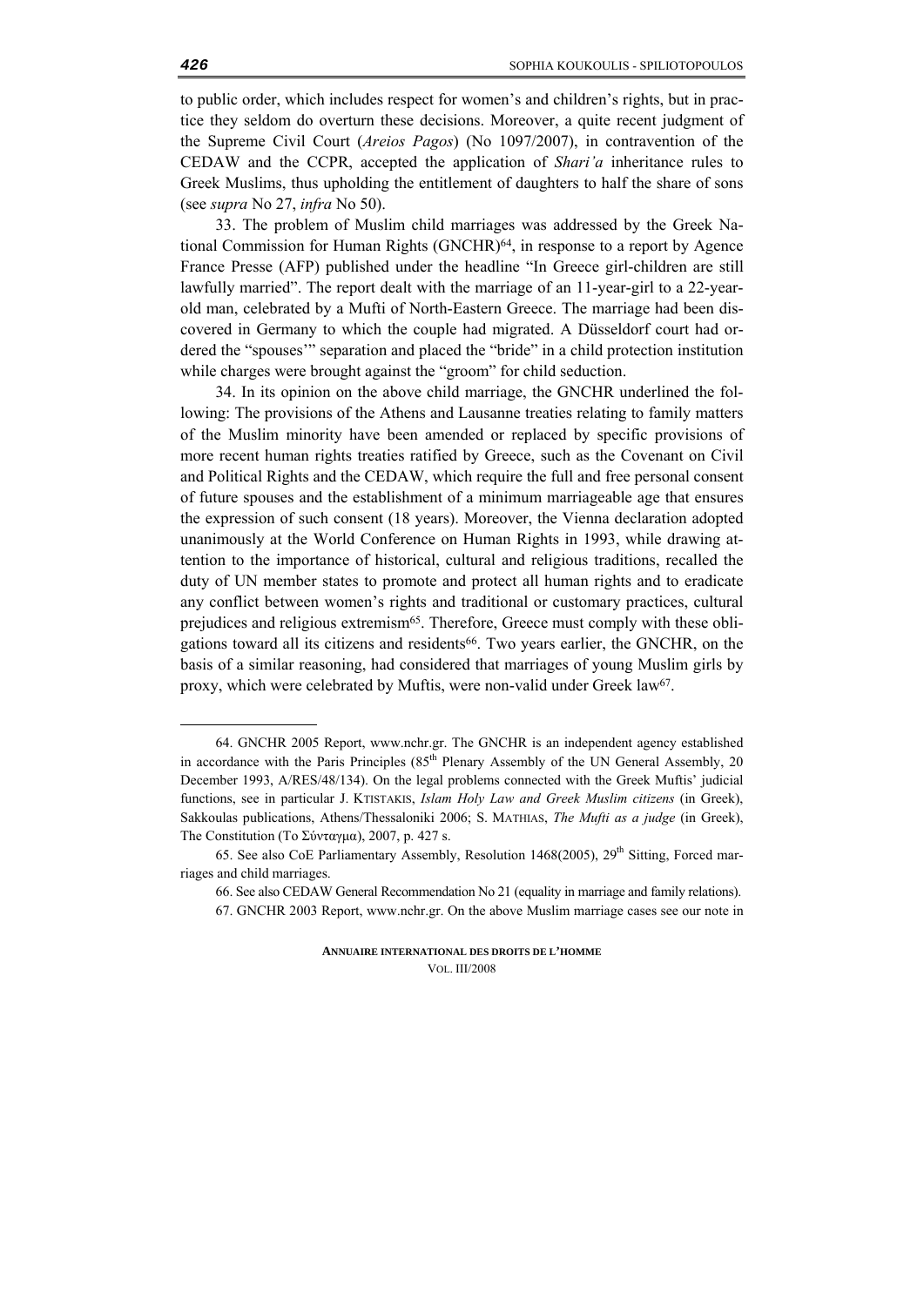to public order, which includes respect for women's and children's rights, but in practice they seldom do overturn these decisions. Moreover, a quite recent judgment of the Supreme Civil Court (*Areios Pagos*) (No 1097/2007), in contravention of the CEDAW and the CCPR, accepted the application of *Shari'a* inheritance rules to Greek Muslims, thus upholding the entitlement of daughters to half the share of sons (see *supra* No 27, *infra* No 50).

33. The problem of Muslim child marriages was addressed by the Greek National Commission for Human Rights (GNCHR)[64], in response to a report by Agence France Presse (AFP) published under the headline "In Greece girl-children are still lawfully married". The report dealt with the marriage of an 11-year-girl to a 22-year-old man, celebrated by a Mufti of North-Eastern Greece. The marriage had been discovered in Germany to which the couple had migrated. A Düsseldorf court had ordered the "spouses'" separation and placed the "bride" in a child protection institution while charges were brought against the "groom" for child seduction.

34. In its opinion on the above child marriage, the GNCHR underlined the following: The provisions of the Athens and Lausanne treaties relating to family matters of the Muslim minority have been amended or replaced by specific provisions of more recent human rights treaties ratified by Greece, such as the Covenant on Civil and Political Rights and the CEDAW, which require the full and free personal consent of future spouses and the establishment of a minimum marriageable age that ensures the expression of such consent (18 years). Moreover, the Vienna declaration adopted unanimously at the World Conference on Human Rights in 1993, while drawing attention to the importance of historical, cultural and religious traditions, recalled the duty of UN member states to promote and protect all human rights and to eradicate any conflict between women's rights and traditional or customary practices, cultural prejudices and religious extremism[65]. Therefore, Greece must comply with these obligations toward all its citizens and residents[66]. Two years earlier, the GNCHR, on the basis of a similar reasoning, had considered that marriages of young Muslim girls by proxy, which were celebrated by Muftis, were non-valid under Greek law[67].

---

64. GNCHR 2005 Report, www.nchr.gr. The GNCHR is an independent agency established in accordance with the Paris Principles (85th Plenary Assembly of the UN General Assembly, 20 December 1993, A/RES/48/134). On the legal problems connected with the Greek Muftis' judicial functions, see in particular J. KTISTAKIS, *Islam Holy Law and Greek Muslim citizens* (in Greek), Sakkoulas publications, Athens/Thessaloniki 2006; S. MATHIAS, *The Mufti as a judge* (in Greek), The Constitution (Το Σύνταγμα), 2007, p. 427 s.

65. See also CoE Parliamentary Assembly, Resolution 1468(2005), 29th Sitting, Forced marriages and child marriages.

66. See also CEDAW General Recommendation No 21 (equality in marriage and family relations).

67. GNCHR 2003 Report, www.nchr.gr. On the above Muslim marriage cases see our note in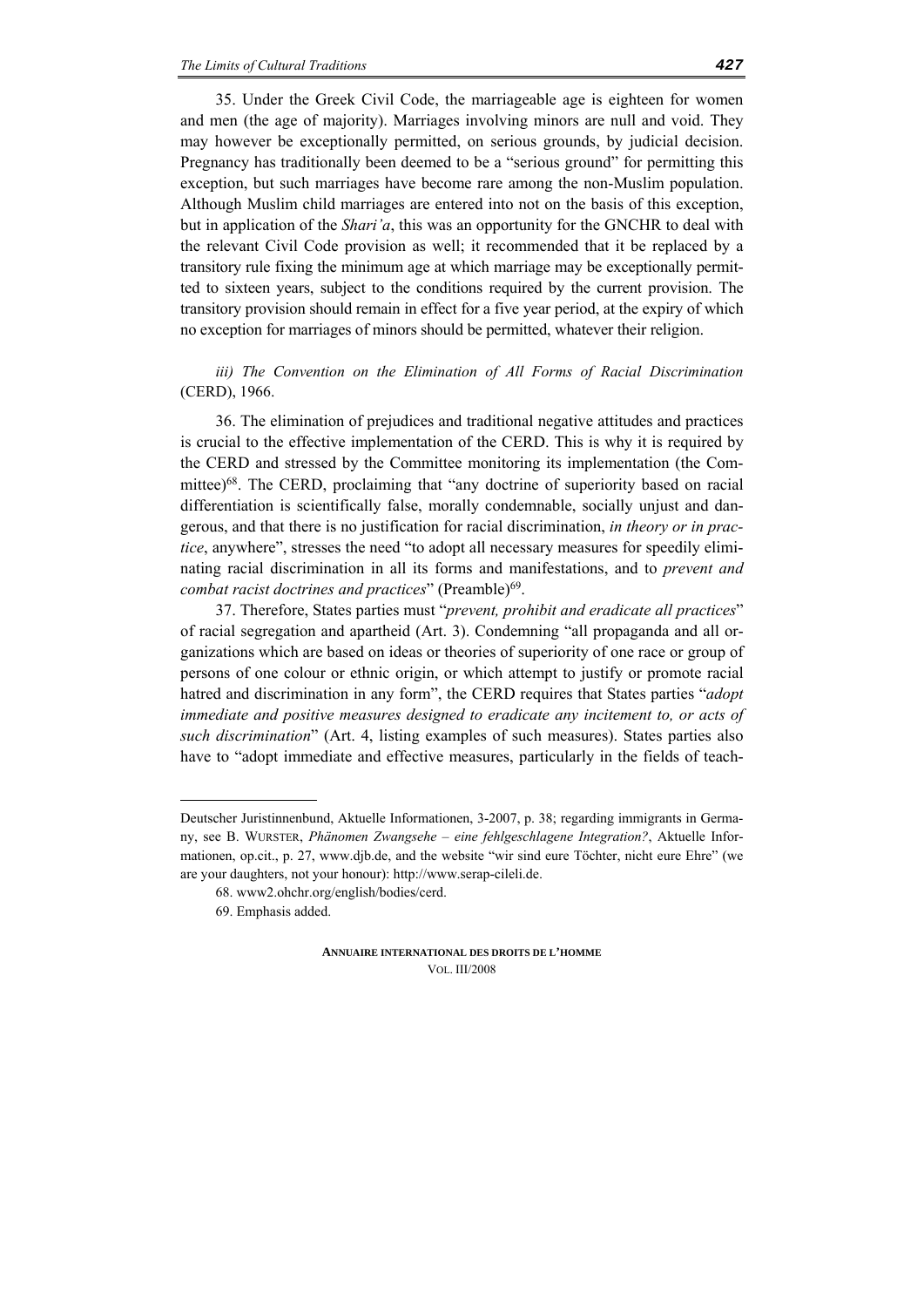35. Under the Greek Civil Code, the marriageable age is eighteen for women and men (the age of majority). Marriages involving minors are null and void. They may however be exceptionally permitted, on serious grounds, by judicial decision. Pregnancy has traditionally been deemed to be a "serious ground" for permitting this exception, but such marriages have become rare among the non-Muslim population. Although Muslim child marriages are entered into not on the basis of this exception, but in application of the *Shari'a*, this was an opportunity for the GNCHR to deal with the relevant Civil Code provision as well; it recommended that it be replaced by a transitory rule fixing the minimum age at which marriage may be exceptionally permitted to sixteen years, subject to the conditions required by the current provision. The transitory provision should remain in effect for a five year period, at the expiry of which no exception for marriages of minors should be permitted, whatever their religion.

*iii) The Convention on the Elimination of All Forms of Racial Discrimination* (CERD), 1966.

36. The elimination of prejudices and traditional negative attitudes and practices is crucial to the effective implementation of the CERD. This is why it is required by the CERD and stressed by the Committee monitoring its implementation (the Committee)[68]. The CERD, proclaiming that "any doctrine of superiority based on racial differentiation is scientifically false, morally condemnable, socially unjust and dangerous, and that there is no justification for racial discrimination, *in theory or in practice*, anywhere", stresses the need "to adopt all necessary measures for speedily eliminating racial discrimination in all its forms and manifestations, and to *prevent and combat racist doctrines and practices*" (Preamble)[69].

37. Therefore, States parties must "*prevent, prohibit and eradicate all practices*" of racial segregation and apartheid (Art. 3). Condemning "all propaganda and all organizations which are based on ideas or theories of superiority of one race or group of persons of one colour or ethnic origin, or which attempt to justify or promote racial hatred and discrimination in any form", the CERD requires that States parties "*adopt immediate and positive measures designed to eradicate any incitement to, or acts of such discrimination*" (Art. 4, listing examples of such measures). States parties also have to "adopt immediate and effective measures, particularly in the fields of teach-

---

Deutscher Juristinnenbund, Aktuelle Informationen, 3-2007, p. 38; regarding immigrants in Germany, see B. WURSTER, *Phänomen Zwangsehe – eine fehlgeschlagene Integration?*, Aktuelle Informationen, op.cit., p. 27, www.djb.de, and the website "wir sind eure Töchter, nicht eure Ehre" (we are your daughters, not your honour): http://www.serap-cileli.de.

68. www2.ohchr.org/english/bodies/cerd.

69. Emphasis added.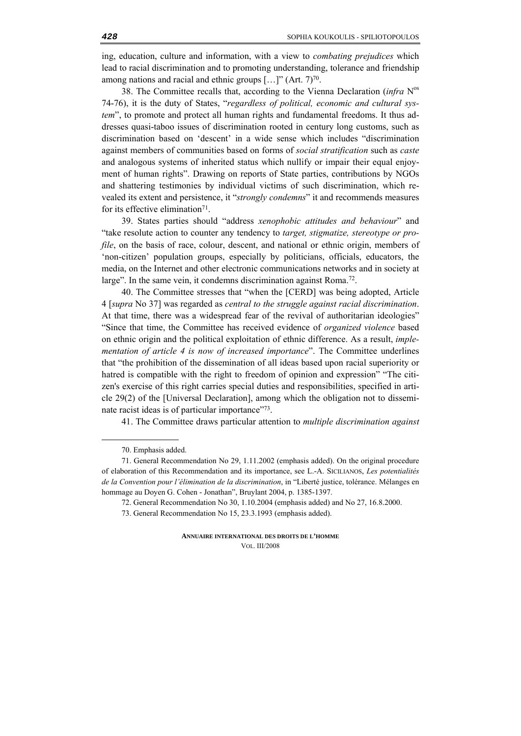ing, education, culture and information, with a view to *combating prejudices* which lead to racial discrimination and to promoting understanding, tolerance and friendship among nations and racial and ethnic groups […]" (Art. 7)[70].

38. The Committee recalls that, according to the Vienna Declaration (*infra* N[os] 74-76), it is the duty of States, "*regardless of political, economic and cultural system*", to promote and protect all human rights and fundamental freedoms. It thus addresses quasi-taboo issues of discrimination rooted in century long customs, such as discrimination based on 'descent' in a wide sense which includes "discrimination against members of communities based on forms of *social stratification* such as *caste* and analogous systems of inherited status which nullify or impair their equal enjoyment of human rights". Drawing on reports of State parties, contributions by NGOs and shattering testimonies by individual victims of such discrimination, which revealed its extent and persistence, it "*strongly condemns*" it and recommends measures for its effective elimination[71].

39. States parties should "address *xenophobic attitudes and behaviour*" and "take resolute action to counter any tendency to *target, stigmatize, stereotype or profile*, on the basis of race, colour, descent, and national or ethnic origin, members of 'non-citizen' population groups, especially by politicians, officials, educators, the media, on the Internet and other electronic communications networks and in society at large". In the same vein, it condemns discrimination against Roma.[72].

40. The Committee stresses that "when the [CERD] was being adopted, Article 4 [*supra* No 37] was regarded as *central to the struggle against racial discrimination*. At that time, there was a widespread fear of the revival of authoritarian ideologies" "Since that time, the Committee has received evidence of *organized violence* based on ethnic origin and the political exploitation of ethnic difference. As a result, *implementation of article 4 is now of increased importance*". The Committee underlines that "the prohibition of the dissemination of all ideas based upon racial superiority or hatred is compatible with the right to freedom of opinion and expression" "The citizen's exercise of this right carries special duties and responsibilities, specified in article 29(2) of the [Universal Declaration], among which the obligation not to disseminate racist ideas is of particular importance"[73].

41. The Committee draws particular attention to *multiple discrimination against*

---

70. Emphasis added.

71. General Recommendation No 29, 1.11.2002 (emphasis added). On the original procedure of elaboration of this Recommendation and its importance, see L.-A. SICILIANOS, *Les potentialités de la Convention pour l'élimination de la discrimination*, in "Liberté justice, tolérance. Mélanges en hommage au Doyen G. Cohen - Jonathan", Bruylant 2004, p. 1385-1397.

72. General Recommendation No 30, 1.10.2004 (emphasis added) and No 27, 16.8.2000.

73. General Recommendation No 15, 23.3.1993 (emphasis added).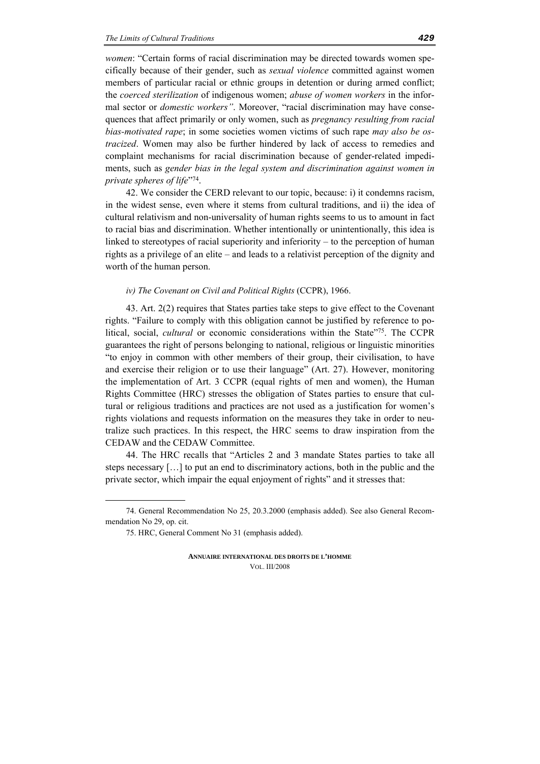*women*: "Certain forms of racial discrimination may be directed towards women specifically because of their gender, such as *sexual violence* committed against women members of particular racial or ethnic groups in detention or during armed conflict; the *coerced sterilization* of indigenous women; *abuse of women workers* in the informal sector or *domestic workers"*. Moreover, "racial discrimination may have consequences that affect primarily or only women, such as *pregnancy resulting from racial bias-motivated rape*; in some societies women victims of such rape *may also be ostracized*. Women may also be further hindered by lack of access to remedies and complaint mechanisms for racial discrimination because of gender-related impediments, such as *gender bias in the legal system and discrimination against women in private spheres of life*"[74].

42. We consider the CERD relevant to our topic, because: i) it condemns racism, in the widest sense, even where it stems from cultural traditions, and ii) the idea of cultural relativism and non-universality of human rights seems to us to amount in fact to racial bias and discrimination. Whether intentionally or unintentionally, this idea is linked to stereotypes of racial superiority and inferiority – to the perception of human rights as a privilege of an elite – and leads to a relativist perception of the dignity and worth of the human person.

*iv) The Covenant on Civil and Political Rights* (CCPR), 1966.

43. Art. 2(2) requires that States parties take steps to give effect to the Covenant rights. "Failure to comply with this obligation cannot be justified by reference to political, social, *cultural* or economic considerations within the State"[75]. The CCPR guarantees the right of persons belonging to national, religious or linguistic minorities "to enjoy in common with other members of their group, their civilisation, to have and exercise their religion or to use their language" (Art. 27). However, monitoring the implementation of Art. 3 CCPR (equal rights of men and women), the Human Rights Committee (HRC) stresses the obligation of States parties to ensure that cultural or religious traditions and practices are not used as a justification for women's rights violations and requests information on the measures they take in order to neutralize such practices. In this respect, the HRC seems to draw inspiration from the CEDAW and the CEDAW Committee.

44. The HRC recalls that "Articles 2 and 3 mandate States parties to take all steps necessary […] to put an end to discriminatory actions, both in the public and the private sector, which impair the equal enjoyment of rights" and it stresses that:

---

74. General Recommendation No 25, 20.3.2000 (emphasis added). See also General Recommendation No 29, op. cit.

75. HRC, General Comment No 31 (emphasis added).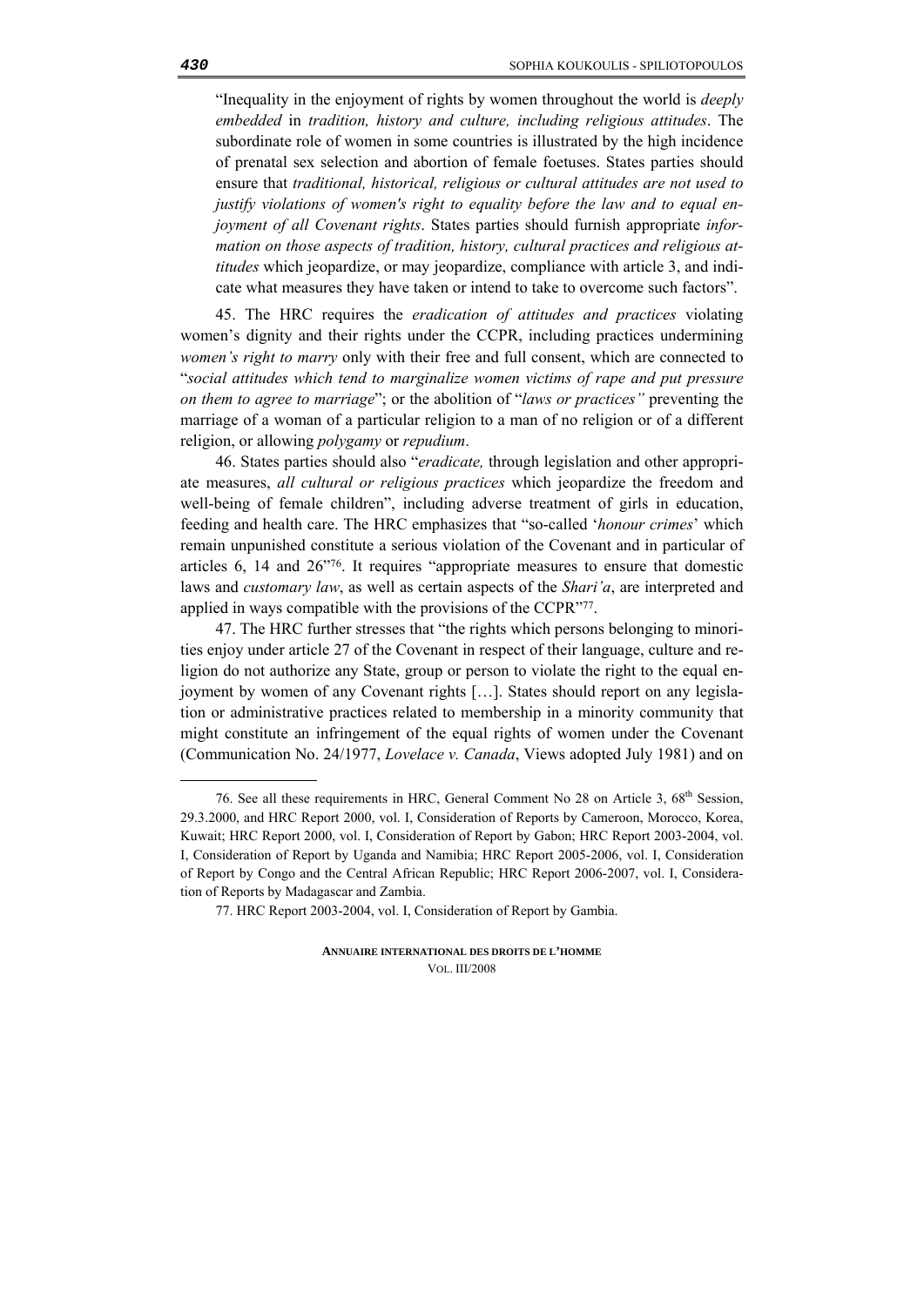> "Inequality in the enjoyment of rights by women throughout the world is *deeply embedded* in *tradition, history and culture, including religious attitudes*. The subordinate role of women in some countries is illustrated by the high incidence of prenatal sex selection and abortion of female foetuses. States parties should ensure that *traditional, historical, religious or cultural attitudes are not used to justify violations of women's right to equality before the law and to equal enjoyment of all Covenant rights*. States parties should furnish appropriate *information on those aspects of tradition, history, cultural practices and religious attitudes* which jeopardize, or may jeopardize, compliance with article 3, and indicate what measures they have taken or intend to take to overcome such factors".

45. The HRC requires the *eradication of attitudes and practices* violating women's dignity and their rights under the CCPR, including practices undermining *women's right to marry* only with their free and full consent, which are connected to "*social attitudes which tend to marginalize women victims of rape and put pressure on them to agree to marriage*"; or the abolition of "*laws or practices"* preventing the marriage of a woman of a particular religion to a man of no religion or of a different religion, or allowing *polygamy* or *repudium*.

46. States parties should also "*eradicate,* through legislation and other appropriate measures, *all cultural or religious practices* which jeopardize the freedom and well-being of female children", including adverse treatment of girls in education, feeding and health care. The HRC emphasizes that "so-called '*honour crimes*' which remain unpunished constitute a serious violation of the Covenant and in particular of articles 6, 14 and 26"[76]. It requires "appropriate measures to ensure that domestic laws and *customary law*, as well as certain aspects of the *Shari'a*, are interpreted and applied in ways compatible with the provisions of the CCPR"[77].

47. The HRC further stresses that "the rights which persons belonging to minorities enjoy under article 27 of the Covenant in respect of their language, culture and religion do not authorize any State, group or person to violate the right to the equal enjoyment by women of any Covenant rights […]. States should report on any legislation or administrative practices related to membership in a minority community that might constitute an infringement of the equal rights of women under the Covenant (Communication No. 24/1977, *Lovelace v. Canada*, Views adopted July 1981) and on

---

76. See all these requirements in HRC, General Comment No 28 on Article 3, 68th Session, 29.3.2000, and HRC Report 2000, vol. I, Consideration of Reports by Cameroon, Morocco, Korea, Kuwait; HRC Report 2000, vol. I, Consideration of Report by Gabon; HRC Report 2003-2004, vol. I, Consideration of Report by Uganda and Namibia; HRC Report 2005-2006, vol. I, Consideration of Report by Congo and the Central African Republic; HRC Report 2006-2007, vol. I, Consideration of Reports by Madagascar and Zambia.

77. HRC Report 2003-2004, vol. I, Consideration of Report by Gambia.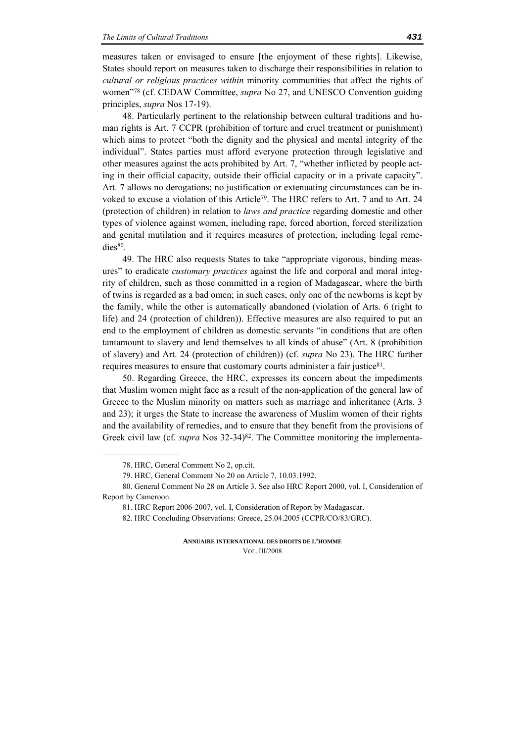measures taken or envisaged to ensure [the enjoyment of these rights]. Likewise, States should report on measures taken to discharge their responsibilities in relation to *cultural or religious practices within* minority communities that affect the rights of women"[78] (cf. CEDAW Committee, *supra* No 27, and UNESCO Convention guiding principles, *supra* Nos 17-19).

48. Particularly pertinent to the relationship between cultural traditions and human rights is Art. 7 CCPR (prohibition of torture and cruel treatment or punishment) which aims to protect "both the dignity and the physical and mental integrity of the individual". States parties must afford everyone protection through legislative and other measures against the acts prohibited by Art. 7, "whether inflicted by people acting in their official capacity, outside their official capacity or in a private capacity". Art. 7 allows no derogations; no justification or extenuating circumstances can be invoked to excuse a violation of this Article[79]. The HRC refers to Art. 7 and to Art. 24 (protection of children) in relation to *laws and practice* regarding domestic and other types of violence against women, including rape, forced abortion, forced sterilization and genital mutilation and it requires measures of protection, including legal remedies[80].

49. The HRC also requests States to take "appropriate vigorous, binding measures" to eradicate *customary practices* against the life and corporal and moral integrity of children, such as those committed in a region of Madagascar, where the birth of twins is regarded as a bad omen; in such cases, only one of the newborns is kept by the family, while the other is automatically abandoned (violation of Arts. 6 (right to life) and 24 (protection of children)). Effective measures are also required to put an end to the employment of children as domestic servants "in conditions that are often tantamount to slavery and lend themselves to all kinds of abuse" (Art. 8 (prohibition of slavery) and Art. 24 (protection of children)) (cf. *supra* No 23). The HRC further requires measures to ensure that customary courts administer a fair justice[81].

50. Regarding Greece, the HRC, expresses its concern about the impediments that Muslim women might face as a result of the non-application of the general law of Greece to the Muslim minority on matters such as marriage and inheritance (Arts. 3 and 23); it urges the State to increase the awareness of Muslim women of their rights and the availability of remedies, and to ensure that they benefit from the provisions of Greek civil law (cf. *supra* Nos 32-34)[82]. The Committee monitoring the implementa-

---

78. HRC, General Comment No 2, op.cit.

79. HRC, General Comment No 20 on Article 7, 10.03.1992.

80. General Comment No 28 on Article 3. See also HRC Report 2000, vol. I, Consideration of Report by Cameroon.

81. HRC Report 2006-2007, vol. I, Consideration of Report by Madagascar.

82. HRC Concluding Observations: Greece, 25.04.2005 (CCPR/CO/83/GRC).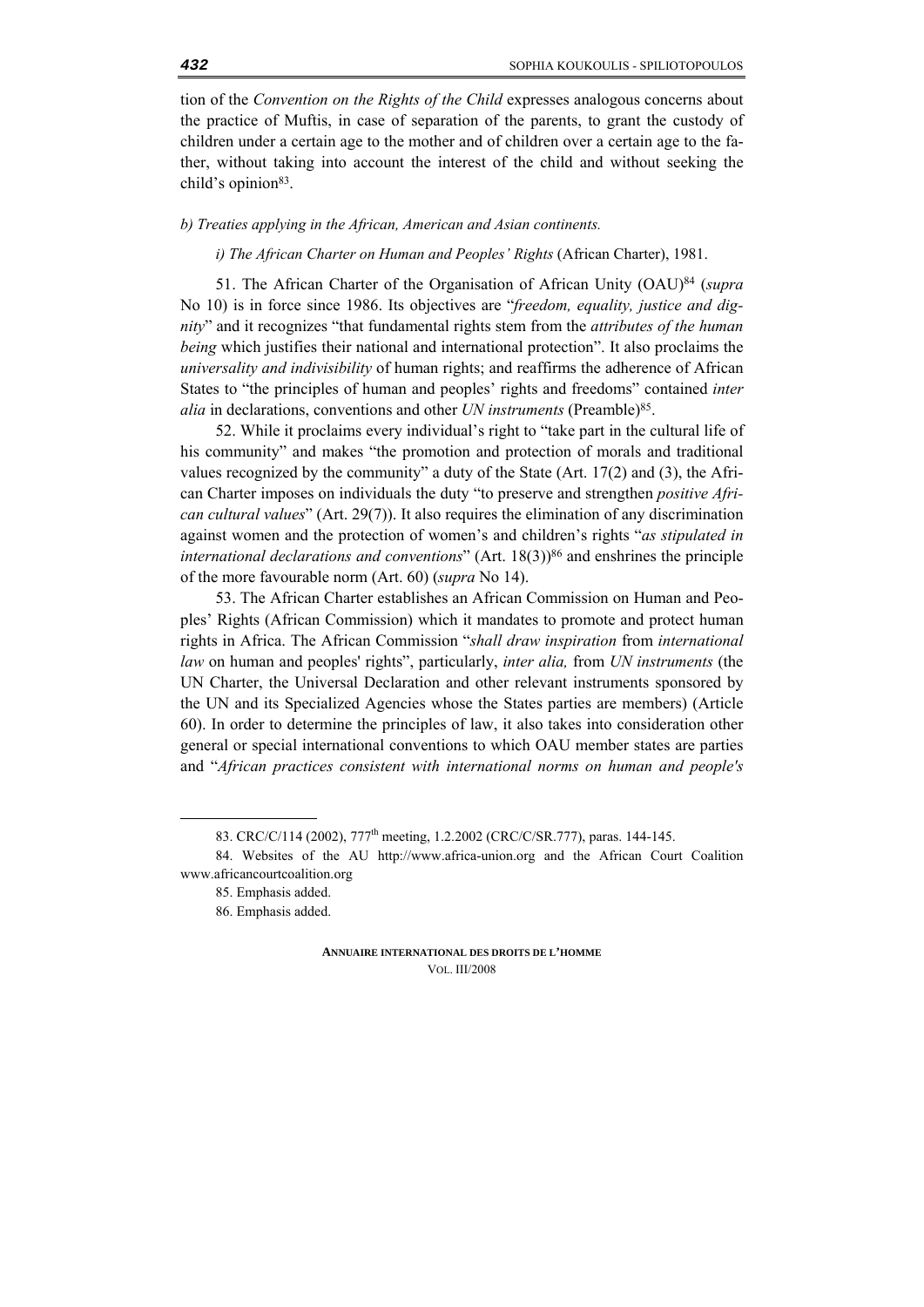tion of the *Convention on the Rights of the Child* expresses analogous concerns about the practice of Muftis, in case of separation of the parents, to grant the custody of children under a certain age to the mother and of children over a certain age to the father, without taking into account the interest of the child and without seeking the child's opinion[83].

*b) Treaties applying in the African, American and Asian continents.*

*i) The African Charter on Human and Peoples' Rights* (African Charter), 1981.

51. The African Charter of the Organisation of African Unity (OAU)[84] (*supra* No 10) is in force since 1986. Its objectives are "*freedom, equality, justice and dignity*" and it recognizes "that fundamental rights stem from the *attributes of the human being* which justifies their national and international protection". It also proclaims the *universality and indivisibility* of human rights; and reaffirms the adherence of African States to "the principles of human and peoples' rights and freedoms" contained *inter alia* in declarations, conventions and other *UN instruments* (Preamble)[85].

52. While it proclaims every individual's right to "take part in the cultural life of his community" and makes "the promotion and protection of morals and traditional values recognized by the community" a duty of the State (Art. 17(2) and (3), the African Charter imposes on individuals the duty "to preserve and strengthen *positive African cultural values*" (Art. 29(7)). It also requires the elimination of any discrimination against women and the protection of women's and children's rights "*as stipulated in international declarations and conventions*" (Art. 18(3))[86] and enshrines the principle of the more favourable norm (Art. 60) (*supra* No 14).

53. The African Charter establishes an African Commission on Human and Peoples' Rights (African Commission) which it mandates to promote and protect human rights in Africa. The African Commission "*shall draw inspiration* from *international law* on human and peoples' rights", particularly, *inter alia,* from *UN instruments* (the UN Charter, the Universal Declaration and other relevant instruments sponsored by the UN and its Specialized Agencies whose the States parties are members) (Article 60). In order to determine the principles of law, it also takes into consideration other general or special international conventions to which OAU member states are parties and "*African practices consistent with international norms on human and people's*

---

83. CRC/C/114 (2002), 777th meeting, 1.2.2002 (CRC/C/SR.777), paras. 144-145.

84. Websites of the AU http://www.africa-union.org and the African Court Coalition www.africancourtcoalition.org

85. Emphasis added.

86. Emphasis added.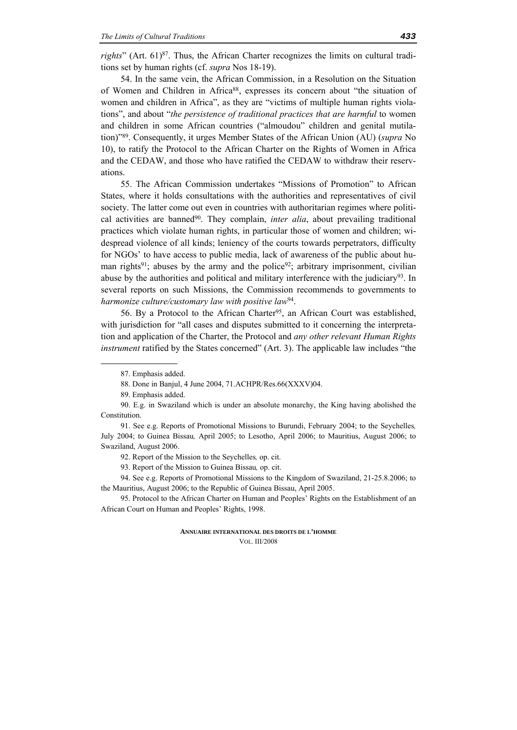*rights*" (Art. 61)[87]. Thus, the African Charter recognizes the limits on cultural traditions set by human rights (cf. *supra* Nos 18-19).

54. In the same vein, the African Commission, in a Resolution on the Situation of Women and Children in Africa[88], expresses its concern about "the situation of women and children in Africa", as they are "victims of multiple human rights violations", and about "*the persistence of traditional practices that are harmful* to women and children in some African countries ("almoudou" children and genital mutilation)"[89]. Consequently, it urges Member States of the African Union (AU) (*supra* No 10), to ratify the Protocol to the African Charter on the Rights of Women in Africa and the CEDAW, and those who have ratified the CEDAW to withdraw their reservations.

55. The African Commission undertakes "Missions of Promotion" to African States, where it holds consultations with the authorities and representatives of civil society. The latter come out even in countries with authoritarian regimes where political activities are banned[90]. They complain, *inter alia*, about prevailing traditional practices which violate human rights, in particular those of women and children; widespread violence of all kinds; leniency of the courts towards perpetrators, difficulty for NGOs' to have access to public media, lack of awareness of the public about human rights[91]; abuses by the army and the police[92]; arbitrary imprisonment, civilian abuse by the authorities and political and military interference with the judiciary[93]. In several reports on such Missions, the Commission recommends to governments to *harmonize culture/customary law with positive law*[94].

56. By a Protocol to the African Charter[95], an African Court was established, with jurisdiction for "all cases and disputes submitted to it concerning the interpretation and application of the Charter, the Protocol and *any other relevant Human Rights instrument* ratified by the States concerned" (Art. 3). The applicable law includes "the

---

87. Emphasis added.

88. Done in Banjul, 4 June 2004, 71.ACHPR/Res.66(XXXV)04.

89. Emphasis added.

90. E.g. in Swaziland which is under an absolute monarchy, the King having abolished the Constitution.

91. See e.g. Reports of Promotional Missions to Burundi, February 2004; to the Seychelles*,* July 2004; to Guinea Bissau*,* April 2005; to Lesotho, April 2006; to Mauritius, August 2006; to Swaziland, August 2006.

92. Report of the Mission to the Seychelles*,* op. cit.

93. Report of the Mission to Guinea Bissau*,* op. cit.

94. See e.g. Reports of Promotional Missions to the Kingdom of Swaziland, 21-25.8.2006; to the Mauritius, August 2006; to the Republic of Guinea Bissau, April 2005.

95. Protocol to the African Charter on Human and Peoples' Rights on the Establishment of an African Court on Human and Peoples' Rights, 1998.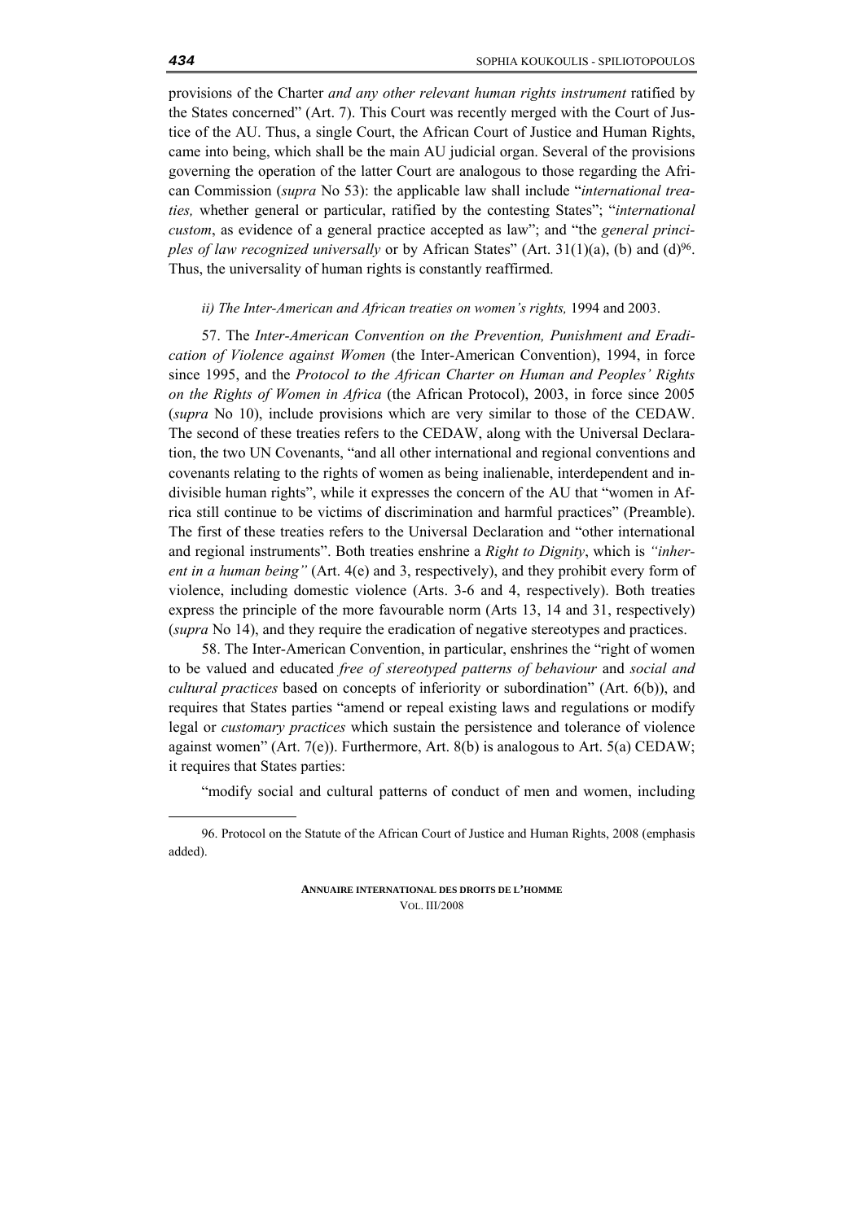provisions of the Charter *and any other relevant human rights instrument* ratified by the States concerned" (Art. 7). This Court was recently merged with the Court of Justice of the AU. Thus, a single Court, the African Court of Justice and Human Rights, came into being, which shall be the main AU judicial organ. Several of the provisions governing the operation of the latter Court are analogous to those regarding the African Commission (*supra* No 53): the applicable law shall include "*international treaties,* whether general or particular, ratified by the contesting States"; "*international custom*, as evidence of a general practice accepted as law"; and "the *general principles of law recognized universally* or by African States" (Art. 31(1)(a), (b) and (d)[96]. Thus, the universality of human rights is constantly reaffirmed.

#### *ii) The Inter-American and African treaties on women's rights,* 1994 and 2003.

57. The *Inter-American Convention on the Prevention, Punishment and Eradication of Violence against Women* (the Inter-American Convention), 1994, in force since 1995, and the *Protocol to the African Charter on Human and Peoples' Rights on the Rights of Women in Africa* (the African Protocol), 2003, in force since 2005 (*supra* No 10), include provisions which are very similar to those of the CEDAW. The second of these treaties refers to the CEDAW, along with the Universal Declaration, the two UN Covenants, "and all other international and regional conventions and covenants relating to the rights of women as being inalienable, interdependent and indivisible human rights", while it expresses the concern of the AU that "women in Africa still continue to be victims of discrimination and harmful practices" (Preamble). The first of these treaties refers to the Universal Declaration and "other international and regional instruments". Both treaties enshrine a *Right to Dignity*, which is *"inherent in a human being"* (Art. 4(e) and 3, respectively), and they prohibit every form of violence, including domestic violence (Arts. 3-6 and 4, respectively). Both treaties express the principle of the more favourable norm (Arts 13, 14 and 31, respectively) (*supra* No 14), and they require the eradication of negative stereotypes and practices.

58. The Inter-American Convention, in particular, enshrines the "right of women to be valued and educated *free of stereotyped patterns of behaviour* and *social and cultural practices* based on concepts of inferiority or subordination" (Art. 6(b)), and requires that States parties "amend or repeal existing laws and regulations or modify legal or *customary practices* which sustain the persistence and tolerance of violence against women" (Art. 7(e)). Furthermore, Art. 8(b) is analogous to Art. 5(a) CEDAW; it requires that States parties:

"modify social and cultural patterns of conduct of men and women, including

---

96. Protocol on the Statute of the African Court of Justice and Human Rights, 2008 (emphasis added).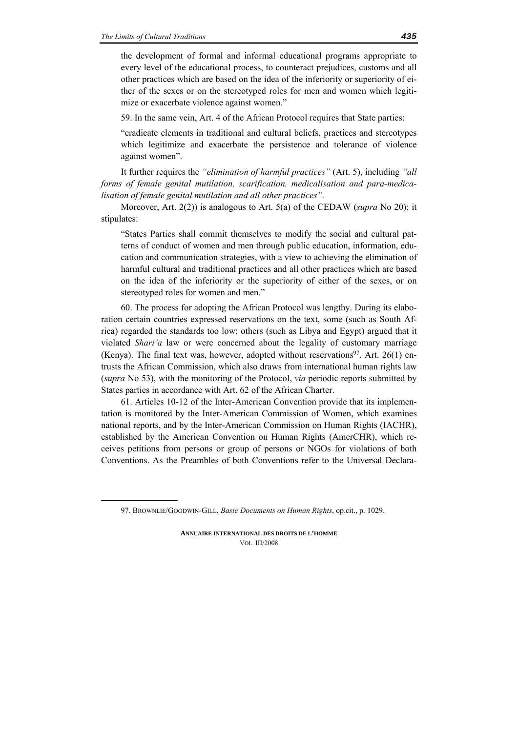the development of formal and informal educational programs appropriate to every level of the educational process, to counteract prejudices, customs and all other practices which are based on the idea of the inferiority or superiority of either of the sexes or on the stereotyped roles for men and women which legitimize or exacerbate violence against women."

59. In the same vein, Art. 4 of the African Protocol requires that State parties:

> "eradicate elements in traditional and cultural beliefs, practices and stereotypes which legitimize and exacerbate the persistence and tolerance of violence against women".

It further requires the *"elimination of harmful practices"* (Art. 5), including *"all forms of female genital mutilation, scarification, medicalisation and para-medicalisation of female genital mutilation and all other practices".*

Moreover, Art. 2(2)) is analogous to Art. 5(a) of the CEDAW (*supra* No 20); it stipulates:

> "States Parties shall commit themselves to modify the social and cultural patterns of conduct of women and men through public education, information, education and communication strategies, with a view to achieving the elimination of harmful cultural and traditional practices and all other practices which are based on the idea of the inferiority or the superiority of either of the sexes, or on stereotyped roles for women and men."

60. The process for adopting the African Protocol was lengthy. During its elaboration certain countries expressed reservations on the text, some (such as South Africa) regarded the standards too low; others (such as Libya and Egypt) argued that it violated *Shari'a* law or were concerned about the legality of customary marriage (Kenya). The final text was, however, adopted without reservations[97]. Art. 26(1) entrusts the African Commission, which also draws from international human rights law (*supra* No 53), with the monitoring of the Protocol, *via* periodic reports submitted by States parties in accordance with Art. 62 of the African Charter.

61. Articles 10-12 of the Inter-American Convention provide that its implementation is monitored by the Inter-American Commission of Women, which examines national reports, and by the Inter-American Commission on Human Rights (IACHR), established by the American Convention on Human Rights (AmerCHR), which receives petitions from persons or group of persons or NGOs for violations of both Conventions. As the Preambles of both Conventions refer to the Universal Declara-

---

97. BROWNLIE/GOODWIN-GILL, *Basic Documents on Human Rights*, op.cit., p. 1029.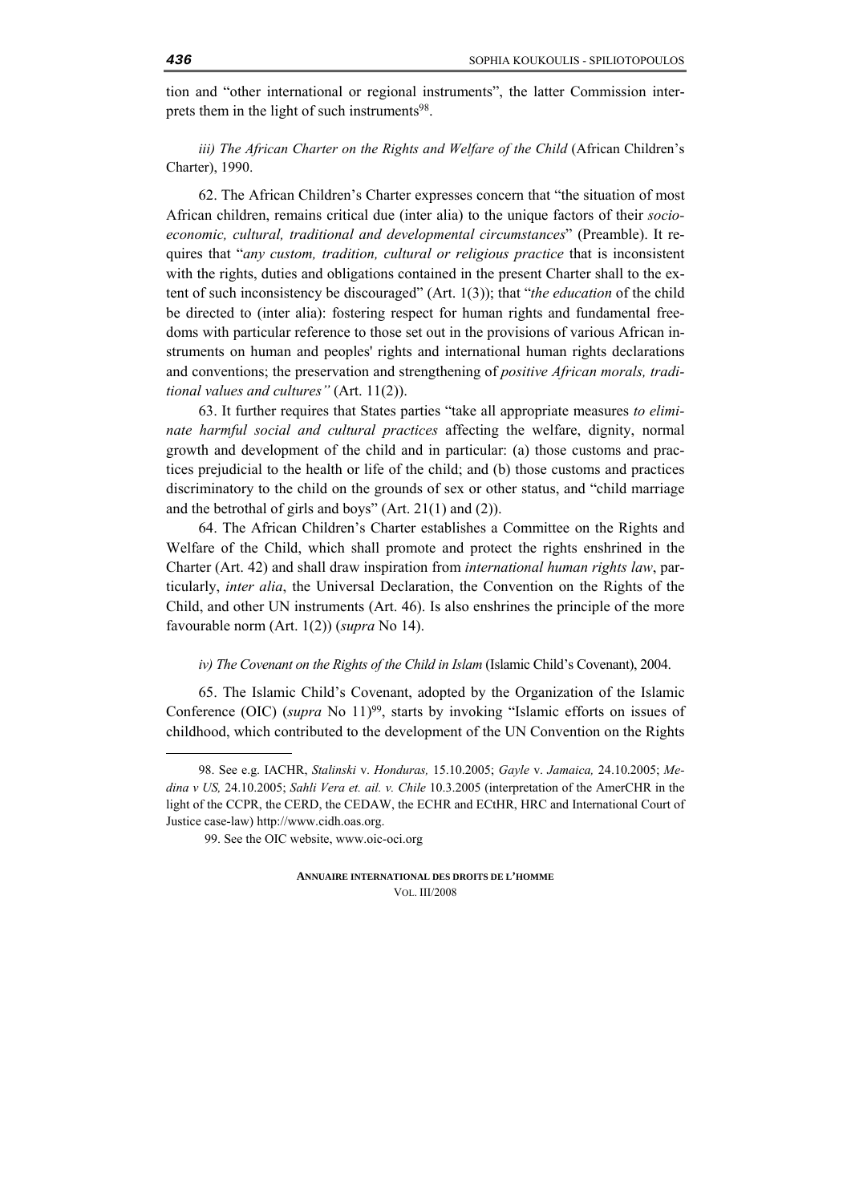tion and "other international or regional instruments", the latter Commission interprets them in the light of such instruments[98].

*iii) The African Charter on the Rights and Welfare of the Child* (African Children's Charter), 1990.

62. The African Children's Charter expresses concern that "the situation of most African children, remains critical due (inter alia) to the unique factors of their *socio-economic, cultural, traditional and developmental circumstances*" (Preamble). It requires that "*any custom, tradition, cultural or religious practice* that is inconsistent with the rights, duties and obligations contained in the present Charter shall to the extent of such inconsistency be discouraged" (Art. 1(3)); that "*the education* of the child be directed to (inter alia): fostering respect for human rights and fundamental freedoms with particular reference to those set out in the provisions of various African instruments on human and peoples' rights and international human rights declarations and conventions; the preservation and strengthening of *positive African morals, traditional values and cultures"* (Art. 11(2)).

63. It further requires that States parties "take all appropriate measures *to eliminate harmful social and cultural practices* affecting the welfare, dignity, normal growth and development of the child and in particular: (a) those customs and practices prejudicial to the health or life of the child; and (b) those customs and practices discriminatory to the child on the grounds of sex or other status, and "child marriage and the betrothal of girls and boys" (Art. 21(1) and (2)).

64. The African Children's Charter establishes a Committee on the Rights and Welfare of the Child, which shall promote and protect the rights enshrined in the Charter (Art. 42) and shall draw inspiration from *international human rights law*, particularly, *inter alia*, the Universal Declaration, the Convention on the Rights of the Child, and other UN instruments (Art. 46). Is also enshrines the principle of the more favourable norm (Art. 1(2)) (*supra* No 14).

*iv) The Covenant on the Rights of the Child in Islam* (Islamic Child's Covenant), 2004.

65. The Islamic Child's Covenant, adopted by the Organization of the Islamic Conference (OIC) (*supra* No 11)[99], starts by invoking "Islamic efforts on issues of childhood, which contributed to the development of the UN Convention on the Rights

---

98. See e.g. IACHR, *Stalinski* v. *Honduras,* 15.10.2005; *Gayle* v. *Jamaica,* 24.10.2005; *Medina v US,* 24.10.2005; *Sahli Vera et. ail. v. Chile* 10.3.2005 (interpretation of the AmerCHR in the light of the CCPR, the CERD, the CEDAW, the ECHR and ECtHR, HRC and International Court of Justice case-law) http://www.cidh.oas.org.

99. See the OIC website, www.oic-oci.org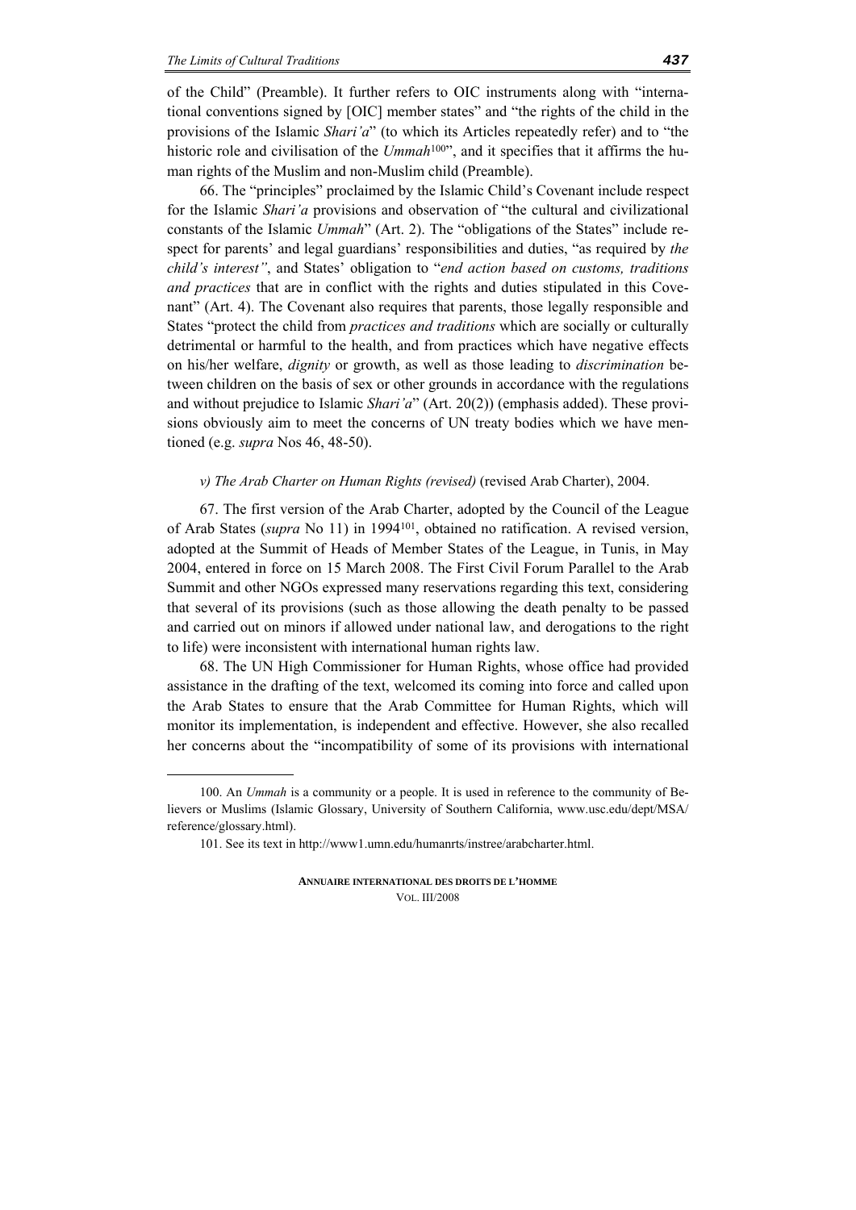of the Child" (Preamble). It further refers to OIC instruments along with "international conventions signed by [OIC] member states" and "the rights of the child in the provisions of the Islamic *Shari'a*" (to which its Articles repeatedly refer) and to "the historic role and civilisation of the *Ummah*[100]", and it specifies that it affirms the human rights of the Muslim and non-Muslim child (Preamble).

66. The "principles" proclaimed by the Islamic Child's Covenant include respect for the Islamic *Shari'a* provisions and observation of "the cultural and civilizational constants of the Islamic *Ummah*" (Art. 2). The "obligations of the States" include respect for parents' and legal guardians' responsibilities and duties, "as required by *the child's interest"*, and States' obligation to "*end action based on customs, traditions and practices* that are in conflict with the rights and duties stipulated in this Covenant" (Art. 4). The Covenant also requires that parents, those legally responsible and States "protect the child from *practices and traditions* which are socially or culturally detrimental or harmful to the health, and from practices which have negative effects on his/her welfare, *dignity* or growth, as well as those leading to *discrimination* between children on the basis of sex or other grounds in accordance with the regulations and without prejudice to Islamic *Shari'a*" (Art. 20(2)) (emphasis added). These provisions obviously aim to meet the concerns of UN treaty bodies which we have mentioned (e.g. *supra* Nos 46, 48-50).

*v) The Arab Charter on Human Rights (revised)* (revised Arab Charter), 2004.

67. The first version of the Arab Charter, adopted by the Council of the League of Arab States (*supra* No 11) in 1994[101], obtained no ratification. A revised version, adopted at the Summit of Heads of Member States of the League, in Tunis, in May 2004, entered in force on 15 March 2008. The First Civil Forum Parallel to the Arab Summit and other NGOs expressed many reservations regarding this text, considering that several of its provisions (such as those allowing the death penalty to be passed and carried out on minors if allowed under national law, and derogations to the right to life) were inconsistent with international human rights law.

68. The UN High Commissioner for Human Rights, whose office had provided assistance in the drafting of the text, welcomed its coming into force and called upon the Arab States to ensure that the Arab Committee for Human Rights, which will monitor its implementation, is independent and effective. However, she also recalled her concerns about the "incompatibility of some of its provisions with international

---

100. An *Ummah* is a community or a people. It is used in reference to the community of Believers or Muslims (Islamic Glossary, University of Southern California, www.usc.edu/dept/MSA/reference/glossary.html).

101. See its text in http://www1.umn.edu/humanrts/instree/arabcharter.html.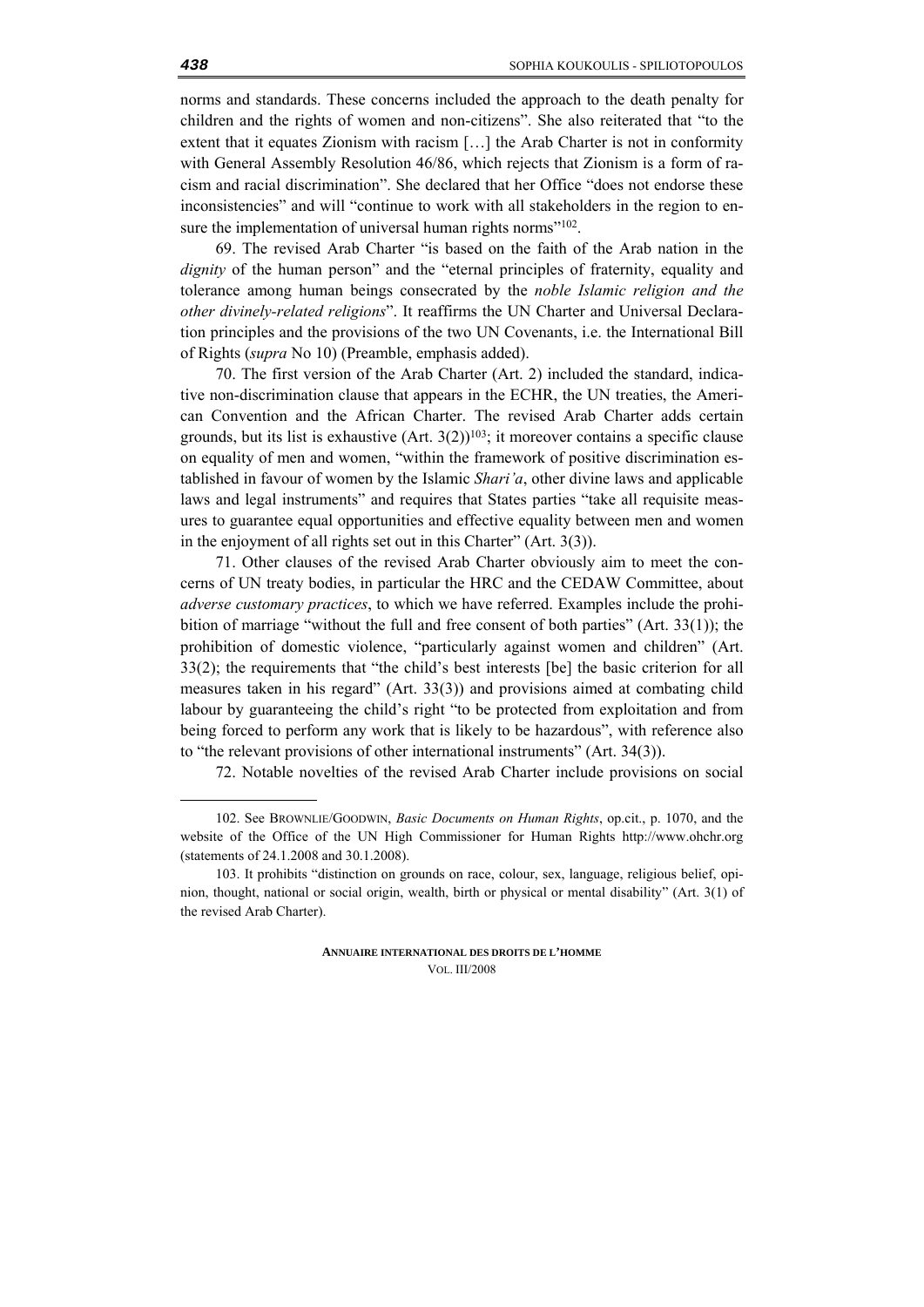norms and standards. These concerns included the approach to the death penalty for children and the rights of women and non-citizens". She also reiterated that "to the extent that it equates Zionism with racism […] the Arab Charter is not in conformity with General Assembly Resolution 46/86, which rejects that Zionism is a form of racism and racial discrimination". She declared that her Office "does not endorse these inconsistencies" and will "continue to work with all stakeholders in the region to ensure the implementation of universal human rights norms"[102].

69. The revised Arab Charter "is based on the faith of the Arab nation in the *dignity* of the human person" and the "eternal principles of fraternity, equality and tolerance among human beings consecrated by the *noble Islamic religion and the other divinely-related religions*". It reaffirms the UN Charter and Universal Declaration principles and the provisions of the two UN Covenants, i.e. the International Bill of Rights (*supra* No 10) (Preamble, emphasis added).

70. The first version of the Arab Charter (Art. 2) included the standard, indicative non-discrimination clause that appears in the ECHR, the UN treaties, the American Convention and the African Charter. The revised Arab Charter adds certain grounds, but its list is exhaustive (Art. 3(2))[103]; it moreover contains a specific clause on equality of men and women, "within the framework of positive discrimination established in favour of women by the Islamic *Shari'a*, other divine laws and applicable laws and legal instruments" and requires that States parties "take all requisite measures to guarantee equal opportunities and effective equality between men and women in the enjoyment of all rights set out in this Charter" (Art. 3(3)).

71. Other clauses of the revised Arab Charter obviously aim to meet the concerns of UN treaty bodies, in particular the HRC and the CEDAW Committee, about *adverse customary practices*, to which we have referred. Examples include the prohibition of marriage "without the full and free consent of both parties" (Art. 33(1)); the prohibition of domestic violence, "particularly against women and children" (Art. 33(2); the requirements that "the child's best interests [be] the basic criterion for all measures taken in his regard" (Art. 33(3)) and provisions aimed at combating child labour by guaranteeing the child's right "to be protected from exploitation and from being forced to perform any work that is likely to be hazardous", with reference also to "the relevant provisions of other international instruments" (Art. 34(3)).

72. Notable novelties of the revised Arab Charter include provisions on social

---

102. See BROWNLIE/GOODWIN, *Basic Documents on Human Rights*, op.cit., p. 1070, and the website of the Office of the UN High Commissioner for Human Rights http://www.ohchr.org (statements of 24.1.2008 and 30.1.2008).

103. It prohibits "distinction on grounds on race, colour, sex, language, religious belief, opinion, thought, national or social origin, wealth, birth or physical or mental disability" (Art. 3(1) of the revised Arab Charter).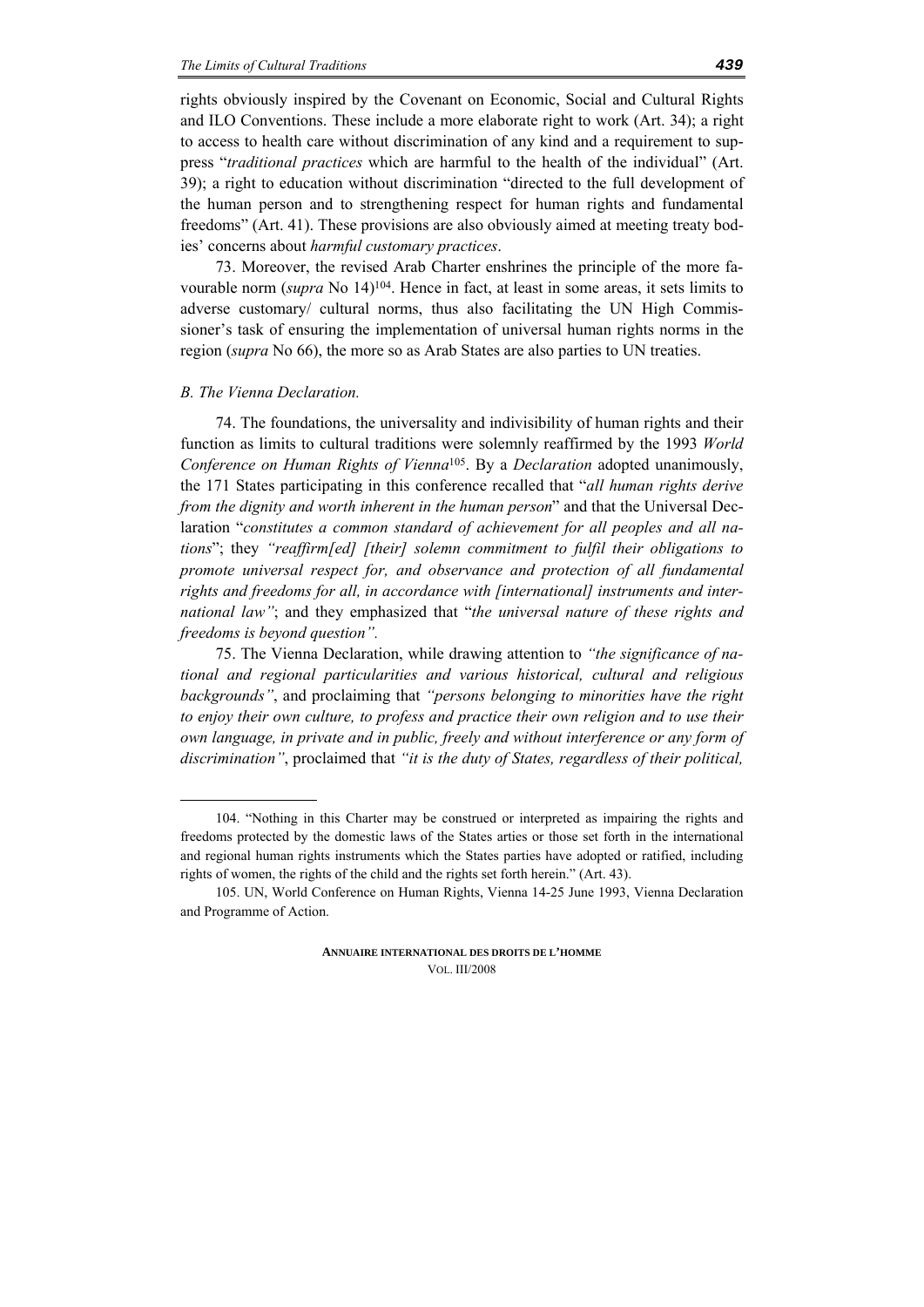rights obviously inspired by the Covenant on Economic, Social and Cultural Rights and ILO Conventions. These include a more elaborate right to work (Art. 34); a right to access to health care without discrimination of any kind and a requirement to suppress "*traditional practices* which are harmful to the health of the individual" (Art. 39); a right to education without discrimination "directed to the full development of the human person and to strengthening respect for human rights and fundamental freedoms" (Art. 41). These provisions are also obviously aimed at meeting treaty bodies' concerns about *harmful customary practices*.

73. Moreover, the revised Arab Charter enshrines the principle of the more favourable norm (*supra* No 14)[104]. Hence in fact, at least in some areas, it sets limits to adverse customary/ cultural norms, thus also facilitating the UN High Commissioner's task of ensuring the implementation of universal human rights norms in the region (*supra* No 66), the more so as Arab States are also parties to UN treaties.

*B. The Vienna Declaration.*

74. The foundations, the universality and indivisibility of human rights and their function as limits to cultural traditions were solemnly reaffirmed by the 1993 *World Conference on Human Rights of Vienna*[105]. By a *Declaration* adopted unanimously, the 171 States participating in this conference recalled that "*all human rights derive from the dignity and worth inherent in the human person*" and that the Universal Declaration "*constitutes a common standard of achievement for all peoples and all nations*"; they *"reaffirm[ed] [their] solemn commitment to fulfil their obligations to promote universal respect for, and observance and protection of all fundamental rights and freedoms for all, in accordance with [international] instruments and international law"*; and they emphasized that "*the universal nature of these rights and freedoms is beyond question".*

75. The Vienna Declaration, while drawing attention to *"the significance of national and regional particularities and various historical, cultural and religious backgrounds"*, and proclaiming that *"persons belonging to minorities have the right to enjoy their own culture, to profess and practice their own religion and to use their own language, in private and in public, freely and without interference or any form of discrimination"*, proclaimed that *"it is the duty of States, regardless of their political,*

---

104. "Nothing in this Charter may be construed or interpreted as impairing the rights and freedoms protected by the domestic laws of the States arties or those set forth in the international and regional human rights instruments which the States parties have adopted or ratified, including rights of women, the rights of the child and the rights set forth herein." (Art. 43).

105. UN, World Conference on Human Rights, Vienna 14-25 June 1993, Vienna Declaration and Programme of Action.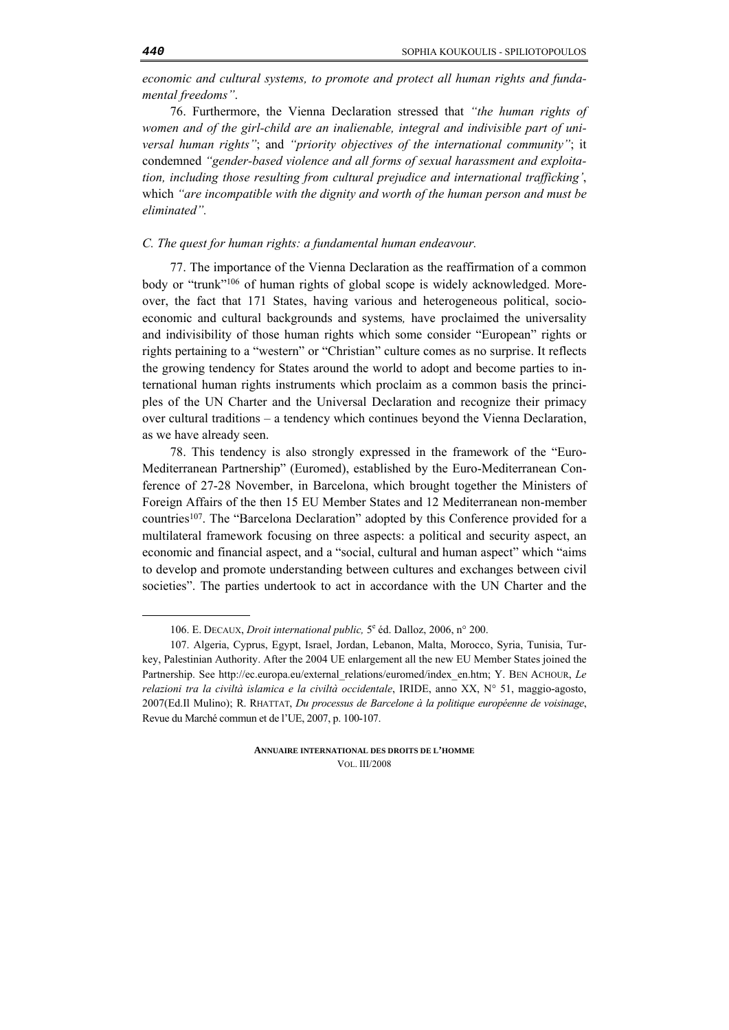*economic and cultural systems, to promote and protect all human rights and fundamental freedoms"*.

76. Furthermore, the Vienna Declaration stressed that *"the human rights of women and of the girl-child are an inalienable, integral and indivisible part of universal human rights"*; and *"priority objectives of the international community"*; it condemned *"gender-based violence and all forms of sexual harassment and exploitation, including those resulting from cultural prejudice and international trafficking'*, which *"are incompatible with the dignity and worth of the human person and must be eliminated".*

*C. The quest for human rights: a fundamental human endeavour.*

77. The importance of the Vienna Declaration as the reaffirmation of a common body or "trunk"[106] of human rights of global scope is widely acknowledged. Moreover, the fact that 171 States, having various and heterogeneous political, socio-economic and cultural backgrounds and systems*,* have proclaimed the universality and indivisibility of those human rights which some consider "European" rights or rights pertaining to a "western" or "Christian" culture comes as no surprise. It reflects the growing tendency for States around the world to adopt and become parties to international human rights instruments which proclaim as a common basis the principles of the UN Charter and the Universal Declaration and recognize their primacy over cultural traditions – a tendency which continues beyond the Vienna Declaration, as we have already seen.

78. This tendency is also strongly expressed in the framework of the "Euro-Mediterranean Partnership" (Euromed), established by the Euro-Mediterranean Conference of 27-28 November, in Barcelona, which brought together the Ministers of Foreign Affairs of the then 15 EU Member States and 12 Mediterranean non-member countries[107]. The "Barcelona Declaration" adopted by this Conference provided for a multilateral framework focusing on three aspects: a political and security aspect, an economic and financial aspect, and a "social, cultural and human aspect" which "aims to develop and promote understanding between cultures and exchanges between civil societies". The parties undertook to act in accordance with the UN Charter and the

---

106. E. DECAUX, *Droit international public,* 5e éd. Dalloz, 2006, n° 200.

107. Algeria, Cyprus, Egypt, Israel, Jordan, Lebanon, Malta, Morocco, Syria, Tunisia, Turkey, Palestinian Authority. After the 2004 UE enlargement all the new EU Member States joined the Partnership. See http://ec.europa.eu/external_relations/euromed/index_en.htm; Y. BEN ACHOUR, *Le relazioni tra la civiltà islamica e la civiltà occidentale*, IRIDE, anno XX, N° 51, maggio-agosto, 2007(Ed.Il Mulino); R. RHATTAT, *Du processus de Barcelone à la politique européenne de voisinage*, Revue du Marché commun et de l'UE, 2007, p. 100-107.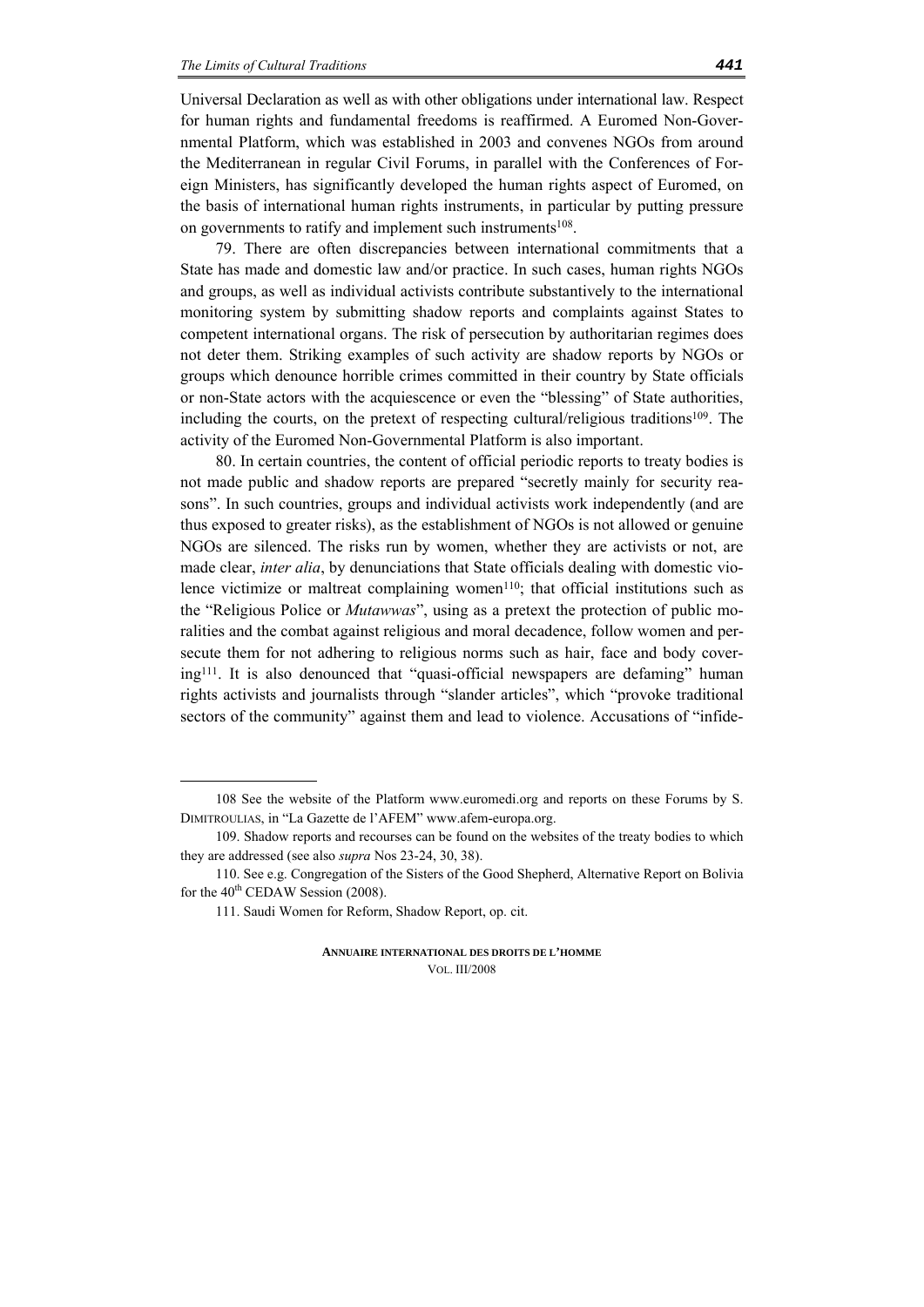Universal Declaration as well as with other obligations under international law. Respect for human rights and fundamental freedoms is reaffirmed. A Euromed Non-Governmental Platform, which was established in 2003 and convenes NGOs from around the Mediterranean in regular Civil Forums, in parallel with the Conferences of Foreign Ministers, has significantly developed the human rights aspect of Euromed, on the basis of international human rights instruments, in particular by putting pressure on governments to ratify and implement such instruments[108].

79. There are often discrepancies between international commitments that a State has made and domestic law and/or practice. In such cases, human rights NGOs and groups, as well as individual activists contribute substantively to the international monitoring system by submitting shadow reports and complaints against States to competent international organs. The risk of persecution by authoritarian regimes does not deter them. Striking examples of such activity are shadow reports by NGOs or groups which denounce horrible crimes committed in their country by State officials or non-State actors with the acquiescence or even the "blessing" of State authorities, including the courts, on the pretext of respecting cultural/religious traditions[109]. The activity of the Euromed Non-Governmental Platform is also important.

80. In certain countries, the content of official periodic reports to treaty bodies is not made public and shadow reports are prepared "secretly mainly for security reasons". In such countries, groups and individual activists work independently (and are thus exposed to greater risks), as the establishment of NGOs is not allowed or genuine NGOs are silenced. The risks run by women, whether they are activists or not, are made clear, *inter alia*, by denunciations that State officials dealing with domestic violence victimize or maltreat complaining women[110]; that official institutions such as the "Religious Police or *Mutawwas*", using as a pretext the protection of public moralities and the combat against religious and moral decadence, follow women and persecute them for not adhering to religious norms such as hair, face and body covering[111]. It is also denounced that "quasi-official newspapers are defaming" human rights activists and journalists through "slander articles", which "provoke traditional sectors of the community" against them and lead to violence. Accusations of "infide-

---

108 See the website of the Platform www.euromedi.org and reports on these Forums by S. DIMITROULIAS, in "La Gazette de l'AFEM" www.afem-europa.org.

109. Shadow reports and recourses can be found on the websites of the treaty bodies to which they are addressed (see also *supra* Nos 23-24, 30, 38).

110. See e.g. Congregation of the Sisters of the Good Shepherd, Alternative Report on Bolivia for the 40th CEDAW Session (2008).

111. Saudi Women for Reform, Shadow Report, op. cit.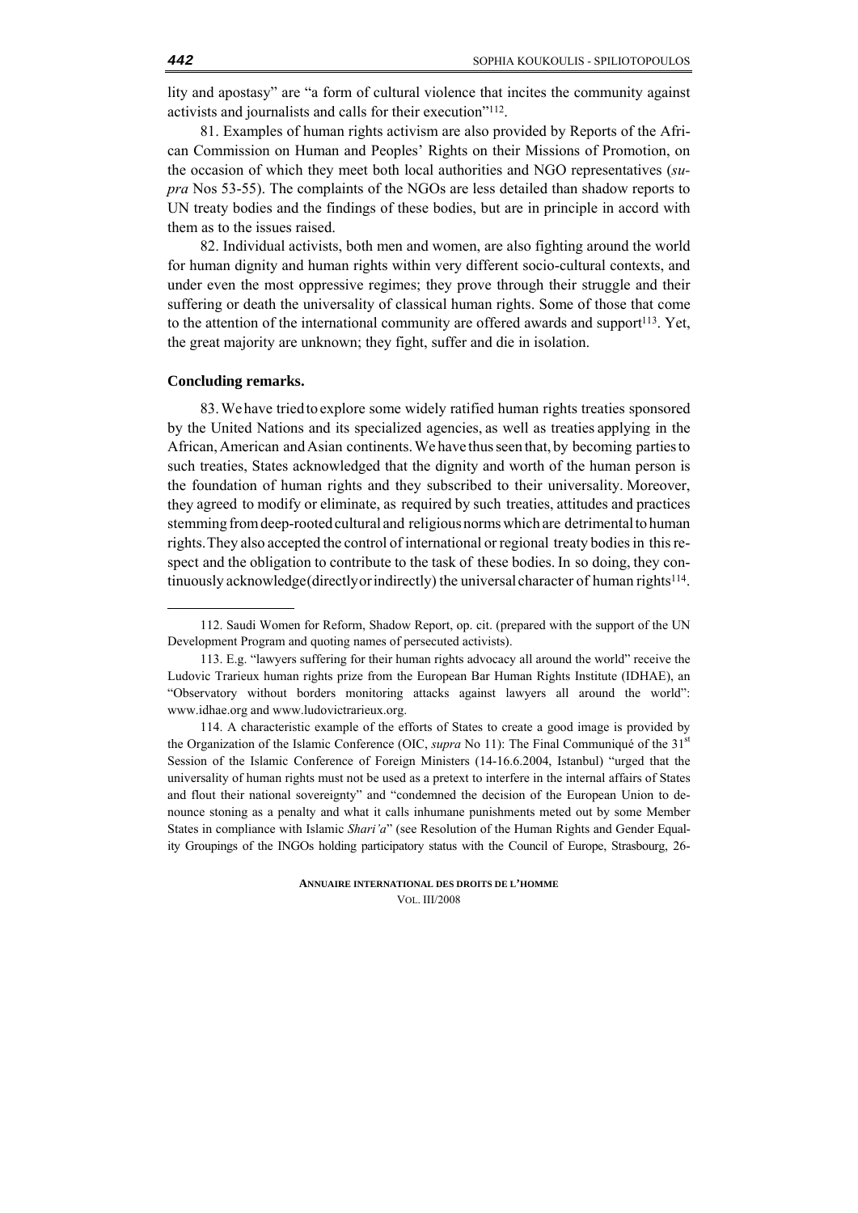lity and apostasy" are "a form of cultural violence that incites the community against activists and journalists and calls for their execution"[112].

81. Examples of human rights activism are also provided by Reports of the African Commission on Human and Peoples' Rights on their Missions of Promotion, on the occasion of which they meet both local authorities and NGO representatives (*supra* Nos 53-55). The complaints of the NGOs are less detailed than shadow reports to UN treaty bodies and the findings of these bodies, but are in principle in accord with them as to the issues raised.

82. Individual activists, both men and women, are also fighting around the world for human dignity and human rights within very different socio-cultural contexts, and under even the most oppressive regimes; they prove through their struggle and their suffering or death the universality of classical human rights. Some of those that come to the attention of the international community are offered awards and support[113]. Yet, the great majority are unknown; they fight, suffer and die in isolation.

**Concluding remarks.**

83. We have tried to explore some widely ratified human rights treaties sponsored by the United Nations and its specialized agencies, as well as treaties applying in the African, American and Asian continents. We have thus seen that, by becoming parties to such treaties, States acknowledged that the dignity and worth of the human person is the foundation of human rights and they subscribed to their universality. Moreover, they agreed to modify or eliminate, as required by such treaties, attitudes and practices stemming from deep-rooted cultural and religious norms which are detrimental to human rights. They also accepted the control of international or regional treaty bodies in this respect and the obligation to contribute to the task of these bodies. In so doing, they continuously acknowledge (directly or indirectly) the universal character of human rights[114].

---

112. Saudi Women for Reform, Shadow Report, op. cit. (prepared with the support of the UN Development Program and quoting names of persecuted activists).

113. E.g. "lawyers suffering for their human rights advocacy all around the world" receive the Ludovic Trarieux human rights prize from the European Bar Human Rights Institute (IDHAE), an "Observatory without borders monitoring attacks against lawyers all around the world": www.idhae.org and www.ludovictrarieux.org.

114. A characteristic example of the efforts of States to create a good image is provided by the Organization of the Islamic Conference (OIC, *supra* No 11): The Final Communiqué of the 31st Session of the Islamic Conference of Foreign Ministers (14-16.6.2004, Istanbul) "urged that the universality of human rights must not be used as a pretext to interfere in the internal affairs of States and flout their national sovereignty" and "condemned the decision of the European Union to denounce stoning as a penalty and what it calls inhumane punishments meted out by some Member States in compliance with Islamic *Shari'a*" (see Resolution of the Human Rights and Gender Equality Groupings of the INGOs holding participatory status with the Council of Europe, Strasbourg, 26-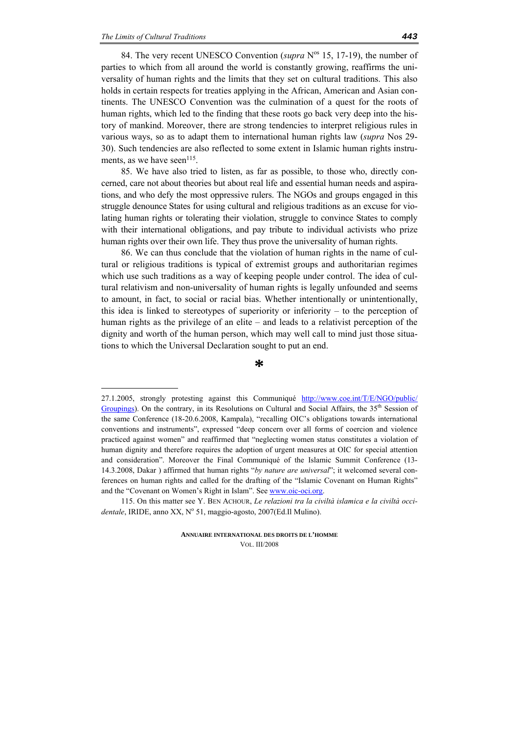84. The very recent UNESCO Convention (*supra* N$^{os}$ 15, 17-19), the number of parties to which from all around the world is constantly growing, reaffirms the universality of human rights and the limits that they set on cultural traditions. This also holds in certain respects for treaties applying in the African, American and Asian continents. The UNESCO Convention was the culmination of a quest for the roots of human rights, which led to the finding that these roots go back very deep into the history of mankind. Moreover, there are strong tendencies to interpret religious rules in various ways, so as to adapt them to international human rights law (*supra* Nos 29-30). Such tendencies are also reflected to some extent in Islamic human rights instruments, as we have seen[115].

85. We have also tried to listen, as far as possible, to those who, directly concerned, care not about theories but about real life and essential human needs and aspirations, and who defy the most oppressive rulers. The NGOs and groups engaged in this struggle denounce States for using cultural and religious traditions as an excuse for violating human rights or tolerating their violation, struggle to convince States to comply with their international obligations, and pay tribute to individual activists who prize human rights over their own life. They thus prove the universality of human rights.

86. We can thus conclude that the violation of human rights in the name of cultural or religious traditions is typical of extremist groups and authoritarian regimes which use such traditions as a way of keeping people under control. The idea of cultural relativism and non-universality of human rights is legally unfounded and seems to amount, in fact, to social or racial bias. Whether intentionally or unintentionally, this idea is linked to stereotypes of superiority or inferiority – to the perception of human rights as the privilege of an elite – and leads to a relativist perception of the dignity and worth of the human person, which may well call to mind just those situations to which the Universal Declaration sought to put an end.

*

---

27.1.2005, strongly protesting against this Communiqué http://www.coe.int/T/E/NGO/public/Groupings). On the contrary, in its Resolutions on Cultural and Social Affairs, the 35th Session of the same Conference (18-20.6.2008, Kampala), "recalling OIC's obligations towards international conventions and instruments", expressed "deep concern over all forms of coercion and violence practiced against women" and reaffirmed that "neglecting women status constitutes a violation of human dignity and therefore requires the adoption of urgent measures at OIC for special attention and consideration". Moreover the Final Communiqué of the Islamic Summit Conference (13-14.3.2008, Dakar ) affirmed that human rights "*by nature are universal*"; it welcomed several conferences on human rights and called for the drafting of the "Islamic Covenant on Human Rights" and the "Covenant on Women's Right in Islam". See www.oic-oci.org.

115. On this matter see Y. Ben Achour, *Le relazioni tra la civiltà islamica e la civiltà occidentale*, IRIDE, anno XX, N° 51, maggio-agosto, 2007(Ed.Il Mulino).